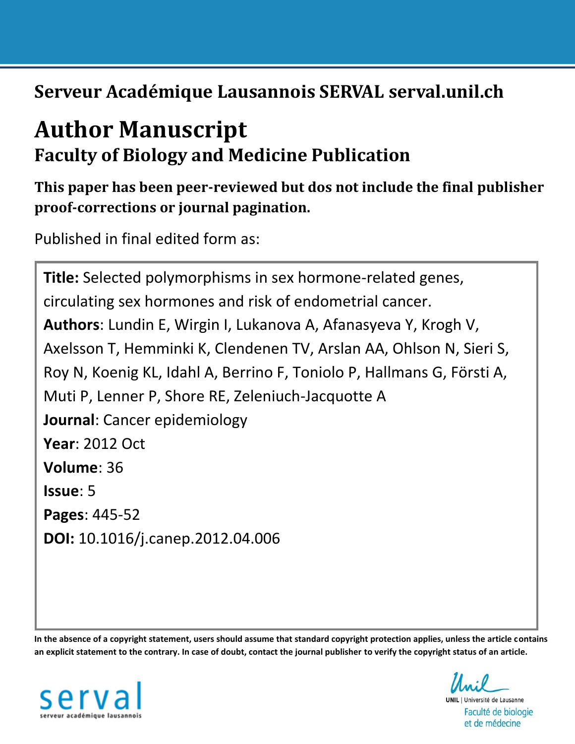# Serveur Académique Lausannois SERVAL serval.unil.ch

# Author Manuscript

## Faculty of Biology and Medicine Publication

**This paper has been peer-reviewed but dos not include the final publisher proof-corrections or journal pagination.**

Published in final edited form as:

**Title:** Selected polymorphisms in sex hormone-related genes, circulating sex hormones and risk of endometrial cancer.
**Authors**: Lundin E, Wirgin I, Lukanova A, Afanasyeva Y, Krogh V, Axelsson T, Hemminki K, Clendenen TV, Arslan AA, Ohlson N, Sieri S, Roy N, Koenig KL, Idahl A, Berrino F, Toniolo P, Hallmans G, Försti A, Muti P, Lenner P, Shore RE, Zeleniuch-Jacquotte A
**Journal**: Cancer epidemiology
**Year**: 2012 Oct
**Volume**: 36
**Issue**: 5
**Pages**: 445-52
**DOI:** 10.1016/j.canep.2012.04.006

**In the absence of a copyright statement, users should assume that standard copyright protection applies, unless the article contains an explicit statement to the contrary. In case of doubt, contact the journal publisher to verify the copyright status of an article.**

serval
serveur académique lausannois

UNIL | Université de Lausanne
Faculté de biologie et de médecine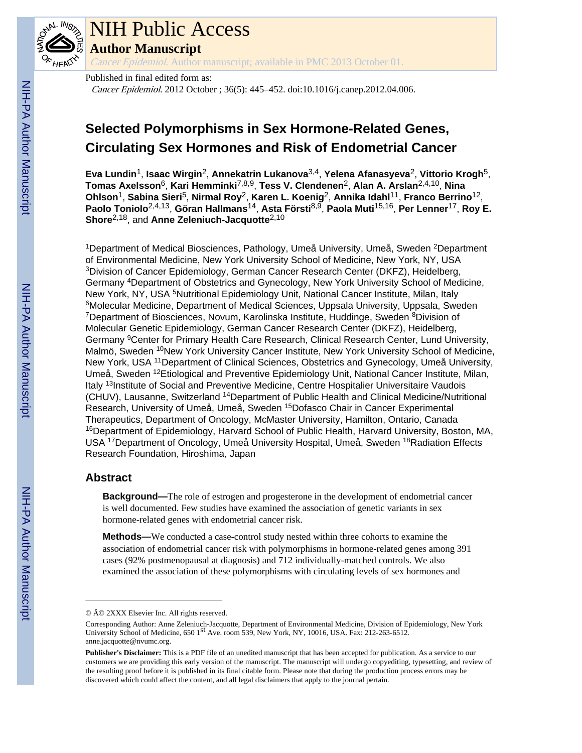# Selected Polymorphisms in Sex Hormone-Related Genes, Circulating Sex Hormones and Risk of Endometrial Cancer

**Eva Lundin**[1], **Isaac Wirgin**[2], **Annekatrin Lukanova**[3,4], **Yelena Afanasyeva**[2], **Vittorio Krogh**[5], **Tomas Axelsson**[6], **Kari Hemminki**[7,8,9], **Tess V. Clendenen**[2], **Alan A. Arslan**[2,4,10], **Nina Ohlson**[1], **Sabina Sieri**[5], **Nirmal Roy**[2], **Karen L. Koenig**[2], **Annika Idahl**[11], **Franco Berrino**[12], **Paolo Toniolo**[2,4,13], **Göran Hallmans**[14], **Asta Försti**[8,9], **Paola Muti**[15,16], **Per Lenner**[17], **Roy E. Shore**[2,18], and **Anne Zeleniuch-Jacquotte**[2,10]

[1]Department of Medical Biosciences, Pathology, Umeå University, Umeå, Sweden [2]Department of Environmental Medicine, New York University School of Medicine, New York, NY, USA [3]Division of Cancer Epidemiology, German Cancer Research Center (DKFZ), Heidelberg, Germany [4]Department of Obstetrics and Gynecology, New York University School of Medicine, New York, NY, USA [5]Nutritional Epidemiology Unit, National Cancer Institute, Milan, Italy [6]Molecular Medicine, Department of Medical Sciences, Uppsala University, Uppsala, Sweden [7]Department of Biosciences, Novum, Karolinska Institute, Huddinge, Sweden [8]Division of Molecular Genetic Epidemiology, German Cancer Research Center (DKFZ), Heidelberg, Germany [9]Center for Primary Health Care Research, Clinical Research Center, Lund University, Malmö, Sweden [10]New York University Cancer Institute, New York University School of Medicine, New York, USA [11]Department of Clinical Sciences, Obstetrics and Gynecology, Umeå University, Umeå, Sweden [12]Etiological and Preventive Epidemiology Unit, National Cancer Institute, Milan, Italy [13]Institute of Social and Preventive Medicine, Centre Hospitalier Universitaire Vaudois (CHUV), Lausanne, Switzerland [14]Department of Public Health and Clinical Medicine/Nutritional Research, University of Umeå, Umeå, Sweden [15]Dofasco Chair in Cancer Experimental Therapeutics, Department of Oncology, McMaster University, Hamilton, Ontario, Canada [16]Department of Epidemiology, Harvard School of Public Health, Harvard University, Boston, MA, USA [17]Department of Oncology, Umeå University Hospital, Umeå, Sweden [18]Radiation Effects Research Foundation, Hiroshima, Japan

## Abstract

**Background—**The role of estrogen and progesterone in the development of endometrial cancer is well documented. Few studies have examined the association of genetic variants in sex hormone-related genes with endometrial cancer risk.

**Methods—**We conducted a case-control study nested within three cohorts to examine the association of endometrial cancer risk with polymorphisms in hormone-related genes among 391 cases (92% postmenopausal at diagnosis) and 712 individually-matched controls. We also examined the association of these polymorphisms with circulating levels of sex hormones and

---

© Â© 2XXX Elsevier Inc. All rights reserved.

Corresponding Author: Anne Zeleniuch-Jacquotte, Department of Environmental Medicine, Division of Epidemiology, New York University School of Medicine, 650 1st Ave. room 539, New York, NY, 10016, USA. Fax: 212-263-6512. anne.jacquotte@nyumc.org.

**Publisher's Disclaimer:** This is a PDF file of an unedited manuscript that has been accepted for publication. As a service to our customers we are providing this early version of the manuscript. The manuscript will undergo copyediting, typesetting, and review of the resulting proof before it is published in its final citable form. Please note that during the production process errors may be discovered which could affect the content, and all legal disclaimers that apply to the journal pertain.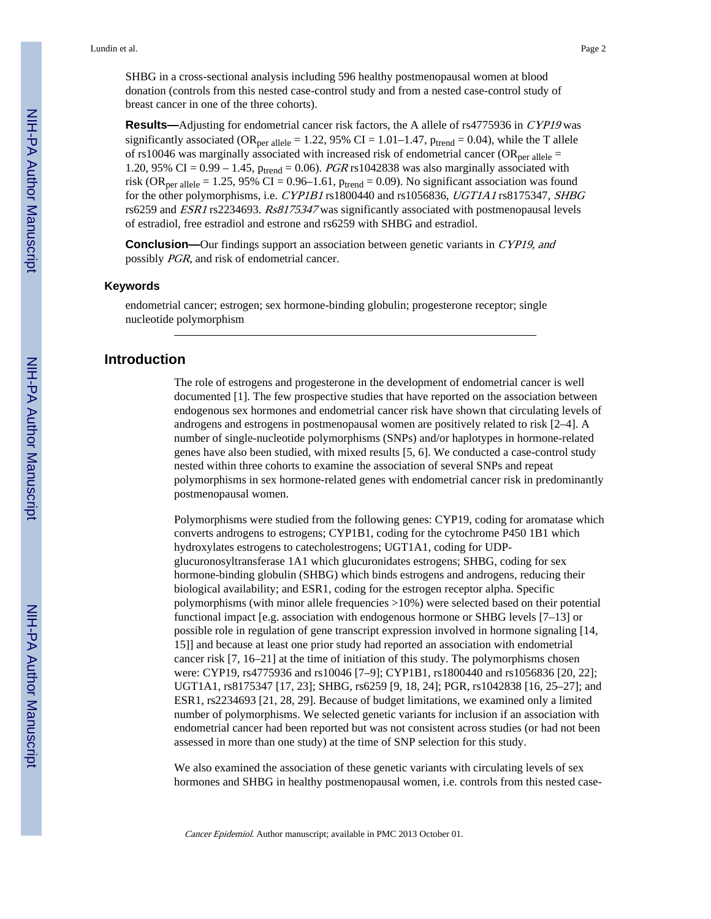SHBG in a cross-sectional analysis including 596 healthy postmenopausal women at blood donation (controls from this nested case-control study and from a nested case-control study of breast cancer in one of the three cohorts).

**Results—**Adjusting for endometrial cancer risk factors, the A allele of rs4775936 in *CYP19* was significantly associated ($OR_{per\ allele}$ = 1.22, 95% CI = 1.01–1.47, $p_{trend}$ = 0.04), while the T allele of rs10046 was marginally associated with increased risk of endometrial cancer ($OR_{per\ allele}$ = 1.20, 95% CI = 0.99 – 1.45, $p_{trend}$ = 0.06). *PGR* rs1042838 was also marginally associated with risk ($OR_{per\ allele}$ = 1.25, 95% CI = 0.96–1.61, $p_{trend}$ = 0.09). No significant association was found for the other polymorphisms, i.e. *CYP1B1* rs1800440 and rs1056836, *UGT1A1* rs8175347, *SHBG* rs6259 and *ESR1* rs2234693. *Rs8175347* was significantly associated with postmenopausal levels of estradiol, free estradiol and estrone and rs6259 with SHBG and estradiol.

**Conclusion—**Our findings support an association between genetic variants in *CYP19, and* possibly *PGR*, and risk of endometrial cancer.

### Keywords

endometrial cancer; estrogen; sex hormone-binding globulin; progesterone receptor; single nucleotide polymorphism

## Introduction

The role of estrogens and progesterone in the development of endometrial cancer is well documented [1]. The few prospective studies that have reported on the association between endogenous sex hormones and endometrial cancer risk have shown that circulating levels of androgens and estrogens in postmenopausal women are positively related to risk [2–4]. A number of single-nucleotide polymorphisms (SNPs) and/or haplotypes in hormone-related genes have also been studied, with mixed results [5, 6]. We conducted a case-control study nested within three cohorts to examine the association of several SNPs and repeat polymorphisms in sex hormone-related genes with endometrial cancer risk in predominantly postmenopausal women.

Polymorphisms were studied from the following genes: CYP19, coding for aromatase which converts androgens to estrogens; CYP1B1, coding for the cytochrome P450 1B1 which hydroxylates estrogens to catecholestrogens; UGT1A1, coding for UDP-glucuronosyltransferase 1A1 which glucuronidates estrogens; SHBG, coding for sex hormone-binding globulin (SHBG) which binds estrogens and androgens, reducing their biological availability; and ESR1, coding for the estrogen receptor alpha. Specific polymorphisms (with minor allele frequencies >10%) were selected based on their potential functional impact [e.g. association with endogenous hormone or SHBG levels [7–13] or possible role in regulation of gene transcript expression involved in hormone signaling [14, 15]] and because at least one prior study had reported an association with endometrial cancer risk [7, 16–21] at the time of initiation of this study. The polymorphisms chosen were: CYP19, rs4775936 and rs10046 [7–9]; CYP1B1, rs1800440 and rs1056836 [20, 22]; UGT1A1, rs8175347 [17, 23]; SHBG, rs6259 [9, 18, 24]; PGR, rs1042838 [16, 25–27]; and ESR1, rs2234693 [21, 28, 29]. Because of budget limitations, we examined only a limited number of polymorphisms. We selected genetic variants for inclusion if an association with endometrial cancer had been reported but was not consistent across studies (or had not been assessed in more than one study) at the time of SNP selection for this study.

We also examined the association of these genetic variants with circulating levels of sex hormones and SHBG in healthy postmenopausal women, i.e. controls from this nested case-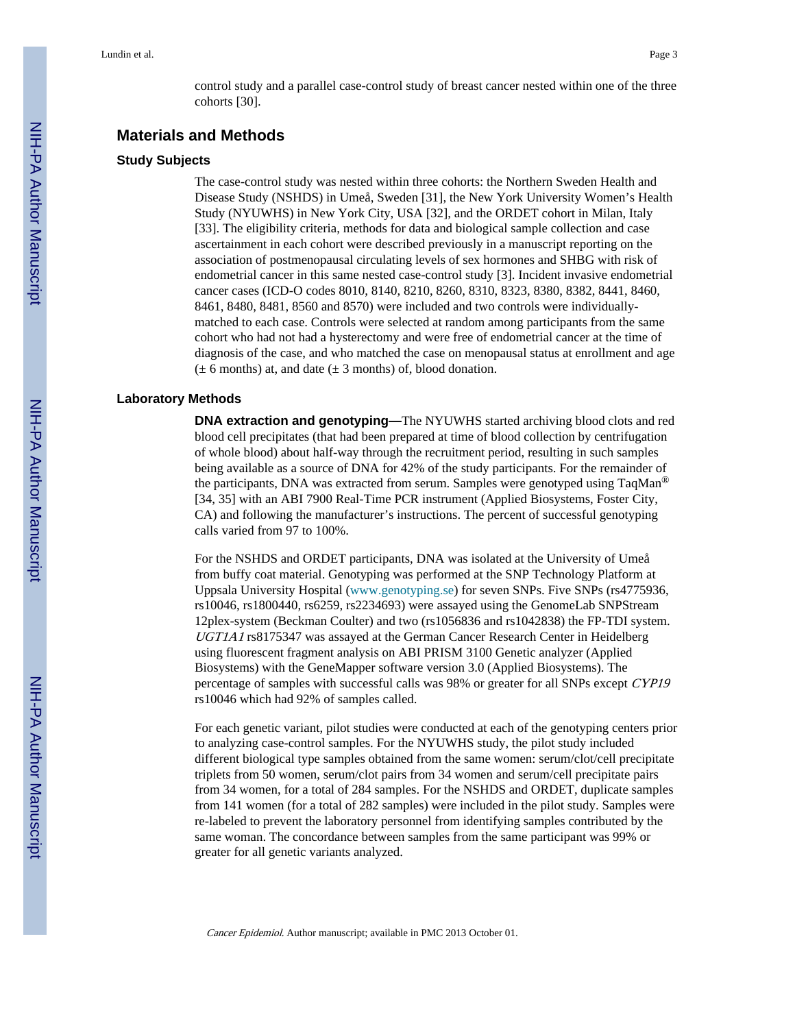control study and a parallel case-control study of breast cancer nested within one of the three cohorts [30].

## Materials and Methods

### Study Subjects

The case-control study was nested within three cohorts: the Northern Sweden Health and Disease Study (NSHDS) in Umeå, Sweden [31], the New York University Women's Health Study (NYUWHS) in New York City, USA [32], and the ORDET cohort in Milan, Italy [33]. The eligibility criteria, methods for data and biological sample collection and case ascertainment in each cohort were described previously in a manuscript reporting on the association of postmenopausal circulating levels of sex hormones and SHBG with risk of endometrial cancer in this same nested case-control study [3]. Incident invasive endometrial cancer cases (ICD-O codes 8010, 8140, 8210, 8260, 8310, 8323, 8380, 8382, 8441, 8460, 8461, 8480, 8481, 8560 and 8570) were included and two controls were individually-matched to each case. Controls were selected at random among participants from the same cohort who had not had a hysterectomy and were free of endometrial cancer at the time of diagnosis of the case, and who matched the case on menopausal status at enrollment and age (± 6 months) at, and date (± 3 months) of, blood donation.

### Laboratory Methods

**DNA extraction and genotyping—**The NYUWHS started archiving blood clots and red blood cell precipitates (that had been prepared at time of blood collection by centrifugation of whole blood) about half-way through the recruitment period, resulting in such samples being available as a source of DNA for 42% of the study participants. For the remainder of the participants, DNA was extracted from serum. Samples were genotyped using TaqMan® [34, 35] with an ABI 7900 Real-Time PCR instrument (Applied Biosystems, Foster City, CA) and following the manufacturer's instructions. The percent of successful genotyping calls varied from 97 to 100%.

For the NSHDS and ORDET participants, DNA was isolated at the University of Umeå from buffy coat material. Genotyping was performed at the SNP Technology Platform at Uppsala University Hospital (www.genotyping.se) for seven SNPs. Five SNPs (rs4775936, rs10046, rs1800440, rs6259, rs2234693) were assayed using the GenomeLab SNPStream 12plex-system (Beckman Coulter) and two (rs1056836 and rs1042838) the FP-TDI system. *UGT1A1* rs8175347 was assayed at the German Cancer Research Center in Heidelberg using fluorescent fragment analysis on ABI PRISM 3100 Genetic analyzer (Applied Biosystems) with the GeneMapper software version 3.0 (Applied Biosystems). The percentage of samples with successful calls was 98% or greater for all SNPs except *CYP19* rs10046 which had 92% of samples called.

For each genetic variant, pilot studies were conducted at each of the genotyping centers prior to analyzing case-control samples. For the NYUWHS study, the pilot study included different biological type samples obtained from the same women: serum/clot/cell precipitate triplets from 50 women, serum/clot pairs from 34 women and serum/cell precipitate pairs from 34 women, for a total of 284 samples. For the NSHDS and ORDET, duplicate samples from 141 women (for a total of 282 samples) were included in the pilot study. Samples were re-labeled to prevent the laboratory personnel from identifying samples contributed by the same woman. The concordance between samples from the same participant was 99% or greater for all genetic variants analyzed.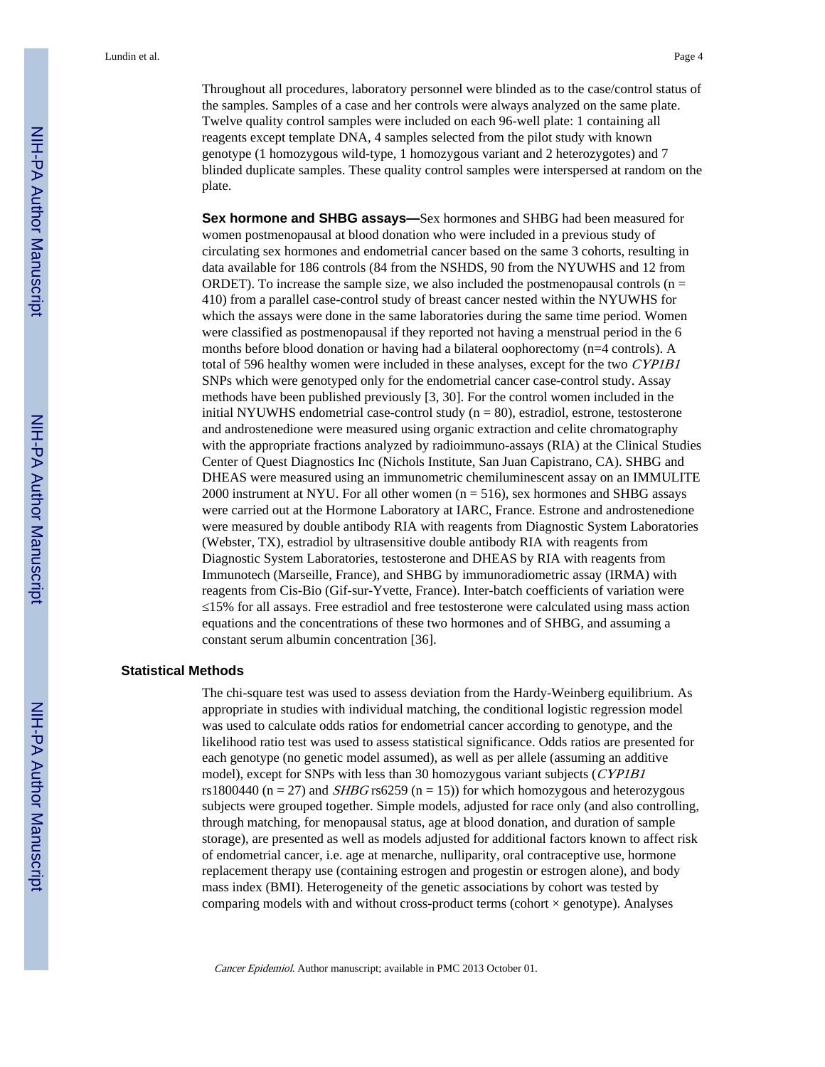Throughout all procedures, laboratory personnel were blinded as to the case/control status of the samples. Samples of a case and her controls were always analyzed on the same plate. Twelve quality control samples were included on each 96-well plate: 1 containing all reagents except template DNA, 4 samples selected from the pilot study with known genotype (1 homozygous wild-type, 1 homozygous variant and 2 heterozygotes) and 7 blinded duplicate samples. These quality control samples were interspersed at random on the plate.

**Sex hormone and SHBG assays—**Sex hormones and SHBG had been measured for women postmenopausal at blood donation who were included in a previous study of circulating sex hormones and endometrial cancer based on the same 3 cohorts, resulting in data available for 186 controls (84 from the NSHDS, 90 from the NYUWHS and 12 from ORDET). To increase the sample size, we also included the postmenopausal controls (n = 410) from a parallel case-control study of breast cancer nested within the NYUWHS for which the assays were done in the same laboratories during the same time period. Women were classified as postmenopausal if they reported not having a menstrual period in the 6 months before blood donation or having had a bilateral oophorectomy (n=4 controls). A total of 596 healthy women were included in these analyses, except for the two *CYP1B1* SNPs which were genotyped only for the endometrial cancer case-control study. Assay methods have been published previously [3, 30]. For the control women included in the initial NYUWHS endometrial case-control study (n = 80), estradiol, estrone, testosterone and androstenedione were measured using organic extraction and celite chromatography with the appropriate fractions analyzed by radioimmuno-assays (RIA) at the Clinical Studies Center of Quest Diagnostics Inc (Nichols Institute, San Juan Capistrano, CA). SHBG and DHEAS were measured using an immunometric chemiluminescent assay on an IMMULITE 2000 instrument at NYU. For all other women (n = 516), sex hormones and SHBG assays were carried out at the Hormone Laboratory at IARC, France. Estrone and androstenedione were measured by double antibody RIA with reagents from Diagnostic System Laboratories (Webster, TX), estradiol by ultrasensitive double antibody RIA with reagents from Diagnostic System Laboratories, testosterone and DHEAS by RIA with reagents from Immunotech (Marseille, France), and SHBG by immunoradiometric assay (IRMA) with reagents from Cis-Bio (Gif-sur-Yvette, France). Inter-batch coefficients of variation were ≤15% for all assays. Free estradiol and free testosterone were calculated using mass action equations and the concentrations of these two hormones and of SHBG, and assuming a constant serum albumin concentration [36].

## Statistical Methods

The chi-square test was used to assess deviation from the Hardy-Weinberg equilibrium. As appropriate in studies with individual matching, the conditional logistic regression model was used to calculate odds ratios for endometrial cancer according to genotype, and the likelihood ratio test was used to assess statistical significance. Odds ratios are presented for each genotype (no genetic model assumed), as well as per allele (assuming an additive model), except for SNPs with less than 30 homozygous variant subjects (*CYP1B1* rs1800440 (n = 27) and *SHBG* rs6259 (n = 15)) for which homozygous and heterozygous subjects were grouped together. Simple models, adjusted for race only (and also controlling, through matching, for menopausal status, age at blood donation, and duration of sample storage), are presented as well as models adjusted for additional factors known to affect risk of endometrial cancer, i.e. age at menarche, nulliparity, oral contraceptive use, hormone replacement therapy use (containing estrogen and progestin or estrogen alone), and body mass index (BMI). Heterogeneity of the genetic associations by cohort was tested by comparing models with and without cross-product terms (cohort × genotype). Analyses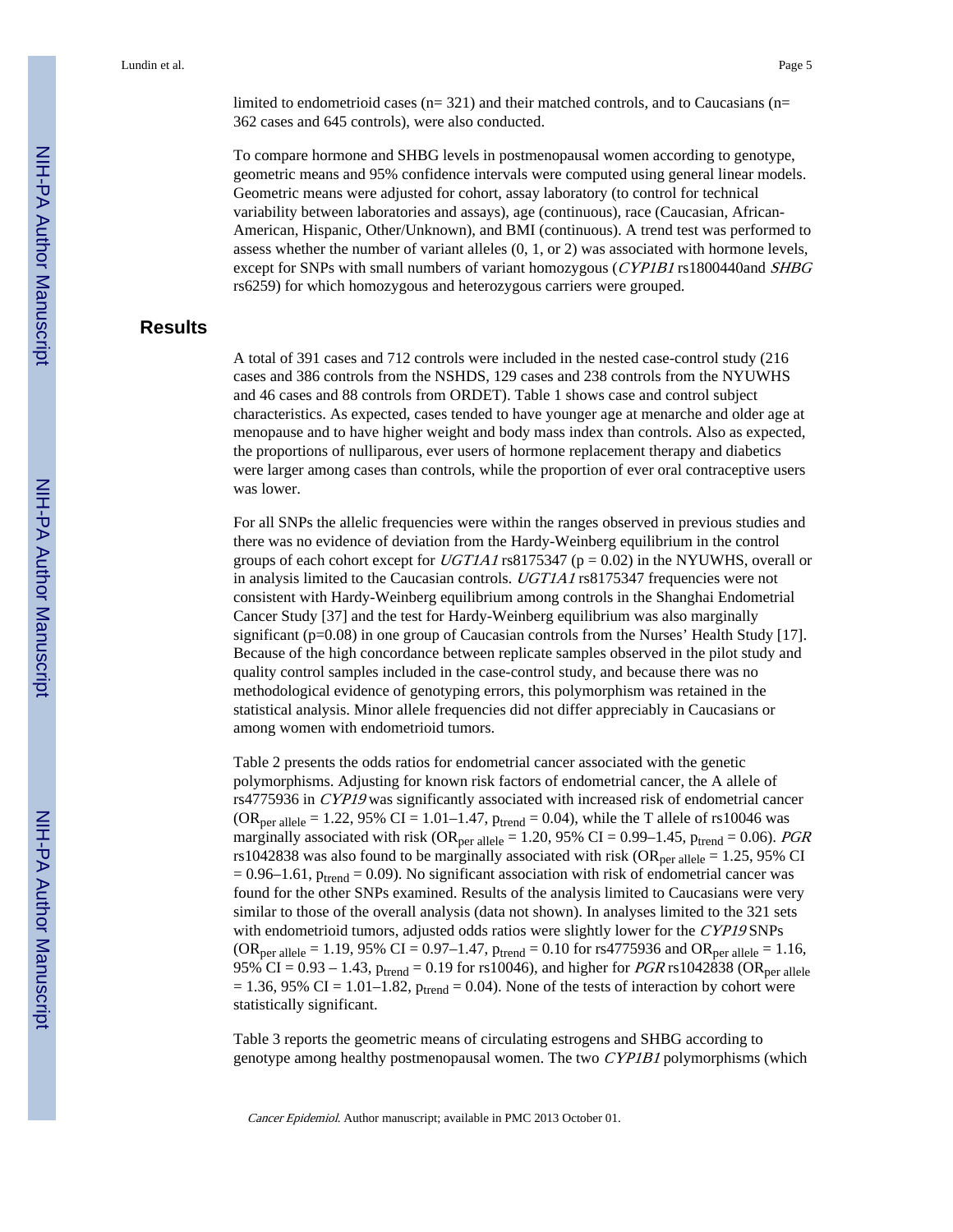limited to endometrioid cases (n= 321) and their matched controls, and to Caucasians (n= 362 cases and 645 controls), were also conducted.

To compare hormone and SHBG levels in postmenopausal women according to genotype, geometric means and 95% confidence intervals were computed using general linear models. Geometric means were adjusted for cohort, assay laboratory (to control for technical variability between laboratories and assays), age (continuous), race (Caucasian, African-American, Hispanic, Other/Unknown), and BMI (continuous). A trend test was performed to assess whether the number of variant alleles (0, 1, or 2) was associated with hormone levels, except for SNPs with small numbers of variant homozygous (*CYP1B1* rs1800440and *SHBG* rs6259) for which homozygous and heterozygous carriers were grouped.

## Results

A total of 391 cases and 712 controls were included in the nested case-control study (216 cases and 386 controls from the NSHDS, 129 cases and 238 controls from the NYUWHS and 46 cases and 88 controls from ORDET). Table 1 shows case and control subject characteristics. As expected, cases tended to have younger age at menarche and older age at menopause and to have higher weight and body mass index than controls. Also as expected, the proportions of nulliparous, ever users of hormone replacement therapy and diabetics were larger among cases than controls, while the proportion of ever oral contraceptive users was lower.

For all SNPs the allelic frequencies were within the ranges observed in previous studies and there was no evidence of deviation from the Hardy-Weinberg equilibrium in the control groups of each cohort except for *UGT1A1* rs8175347 (p = 0.02) in the NYUWHS, overall or in analysis limited to the Caucasian controls. *UGT1A1* rs8175347 frequencies were not consistent with Hardy-Weinberg equilibrium among controls in the Shanghai Endometrial Cancer Study [37] and the test for Hardy-Weinberg equilibrium was also marginally significant (p=0.08) in one group of Caucasian controls from the Nurses' Health Study [17]. Because of the high concordance between replicate samples observed in the pilot study and quality control samples included in the case-control study, and because there was no methodological evidence of genotyping errors, this polymorphism was retained in the statistical analysis. Minor allele frequencies did not differ appreciably in Caucasians or among women with endometrioid tumors.

Table 2 presents the odds ratios for endometrial cancer associated with the genetic polymorphisms. Adjusting for known risk factors of endometrial cancer, the A allele of rs4775936 in *CYP19* was significantly associated with increased risk of endometrial cancer ($OR_{per\ allele}$ = 1.22, 95% CI = 1.01–1.47, $p_{trend}$ = 0.04), while the T allele of rs10046 was marginally associated with risk ($OR_{per\ allele}$ = 1.20, 95% CI = 0.99–1.45, $p_{trend}$ = 0.06). *PGR* rs1042838 was also found to be marginally associated with risk ($OR_{per\ allele}$ = 1.25, 95% CI = 0.96–1.61, $p_{trend}$ = 0.09). No significant association with risk of endometrial cancer was found for the other SNPs examined. Results of the analysis limited to Caucasians were very similar to those of the overall analysis (data not shown). In analyses limited to the 321 sets with endometrioid tumors, adjusted odds ratios were slightly lower for the *CYP19* SNPs ($OR_{per\ allele}$ = 1.19, 95% CI = 0.97–1.47, $p_{trend}$ = 0.10 for rs4775936 and $OR_{per\ allele}$ = 1.16, 95% CI = 0.93 – 1.43, $p_{trend}$ = 0.19 for rs10046), and higher for *PGR* rs1042838 ($OR_{per\ allele}$ = 1.36, 95% CI = 1.01–1.82, $p_{trend}$ = 0.04). None of the tests of interaction by cohort were statistically significant.

Table 3 reports the geometric means of circulating estrogens and SHBG according to genotype among healthy postmenopausal women. The two *CYP1B1* polymorphisms (which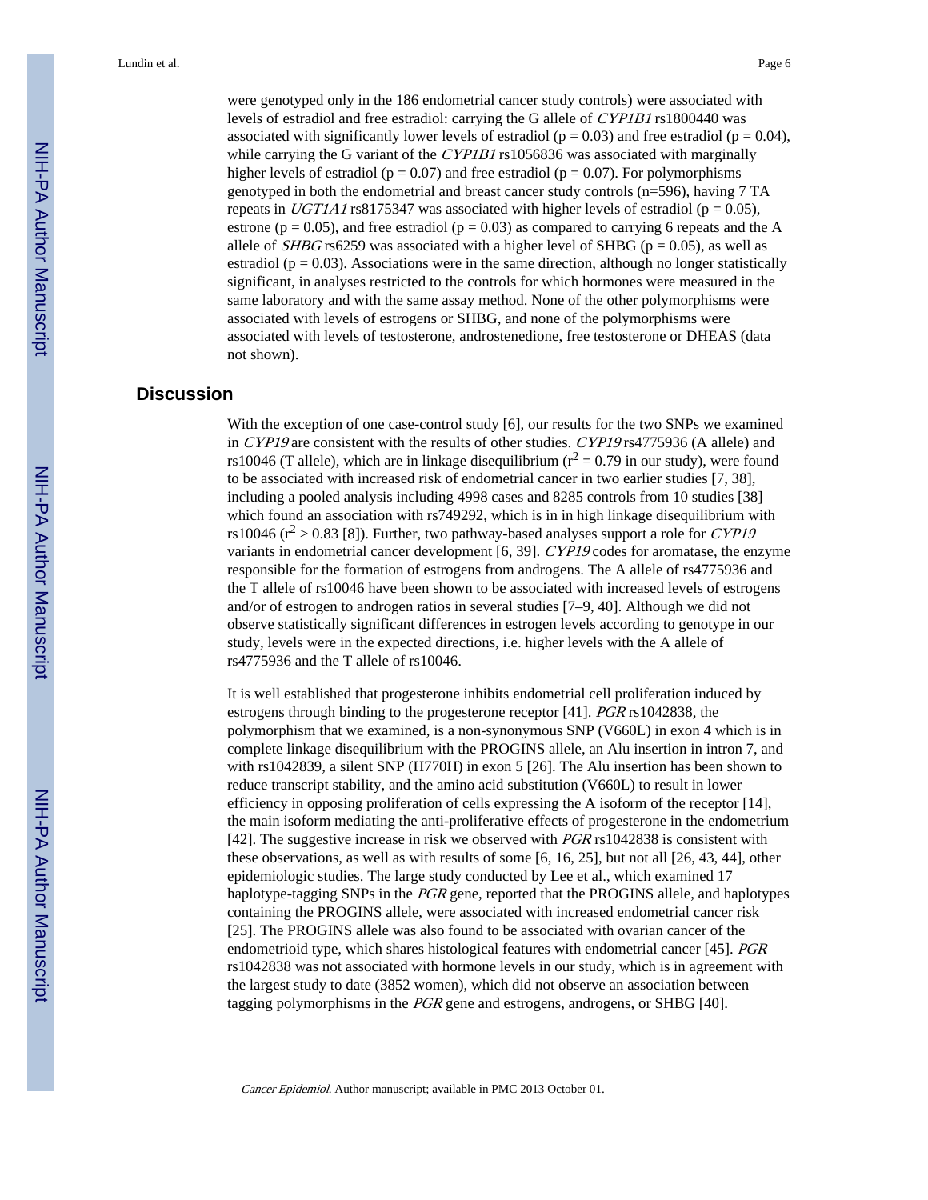were genotyped only in the 186 endometrial cancer study controls) were associated with levels of estradiol and free estradiol: carrying the G allele of *CYP1B1* rs1800440 was associated with significantly lower levels of estradiol ($p = 0.03$) and free estradiol ($p = 0.04$), while carrying the G variant of the *CYP1B1* rs1056836 was associated with marginally higher levels of estradiol ($p = 0.07$) and free estradiol ($p = 0.07$). For polymorphisms genotyped in both the endometrial and breast cancer study controls (n=596), having 7 TA repeats in *UGT1A1* rs8175347 was associated with higher levels of estradiol ($p = 0.05$), estrone ($p = 0.05$), and free estradiol ($p = 0.03$) as compared to carrying 6 repeats and the A allele of *SHBG* rs6259 was associated with a higher level of SHBG ($p = 0.05$), as well as estradiol ($p = 0.03$). Associations were in the same direction, although no longer statistically significant, in analyses restricted to the controls for which hormones were measured in the same laboratory and with the same assay method. None of the other polymorphisms were associated with levels of estrogens or SHBG, and none of the polymorphisms were associated with levels of testosterone, androstenedione, free testosterone or DHEAS (data not shown).

## Discussion

With the exception of one case-control study [6], our results for the two SNPs we examined in *CYP19* are consistent with the results of other studies. *CYP19* rs4775936 (A allele) and rs10046 (T allele), which are in linkage disequilibrium ($r^2 = 0.79$ in our study), were found to be associated with increased risk of endometrial cancer in two earlier studies [7, 38], including a pooled analysis including 4998 cases and 8285 controls from 10 studies [38] which found an association with rs749292, which is in in high linkage disequilibrium with rs10046 ($r^2 > 0.83$ [8]). Further, two pathway-based analyses support a role for *CYP19* variants in endometrial cancer development [6, 39]. *CYP19* codes for aromatase, the enzyme responsible for the formation of estrogens from androgens. The A allele of rs4775936 and the T allele of rs10046 have been shown to be associated with increased levels of estrogens and/or of estrogen to androgen ratios in several studies [7–9, 40]. Although we did not observe statistically significant differences in estrogen levels according to genotype in our study, levels were in the expected directions, i.e. higher levels with the A allele of rs4775936 and the T allele of rs10046.

It is well established that progesterone inhibits endometrial cell proliferation induced by estrogens through binding to the progesterone receptor [41]. *PGR* rs1042838, the polymorphism that we examined, is a non-synonymous SNP (V660L) in exon 4 which is in complete linkage disequilibrium with the PROGINS allele, an Alu insertion in intron 7, and with rs1042839, a silent SNP (H770H) in exon 5 [26]. The Alu insertion has been shown to reduce transcript stability, and the amino acid substitution (V660L) to result in lower efficiency in opposing proliferation of cells expressing the A isoform of the receptor [14], the main isoform mediating the anti-proliferative effects of progesterone in the endometrium [42]. The suggestive increase in risk we observed with *PGR* rs1042838 is consistent with these observations, as well as with results of some [6, 16, 25], but not all [26, 43, 44], other epidemiologic studies. The large study conducted by Lee et al., which examined 17 haplotype-tagging SNPs in the *PGR* gene, reported that the PROGINS allele, and haplotypes containing the PROGINS allele, were associated with increased endometrial cancer risk [25]. The PROGINS allele was also found to be associated with ovarian cancer of the endometrioid type, which shares histological features with endometrial cancer [45]. *PGR* rs1042838 was not associated with hormone levels in our study, which is in agreement with the largest study to date (3852 women), which did not observe an association between tagging polymorphisms in the *PGR* gene and estrogens, androgens, or SHBG [40].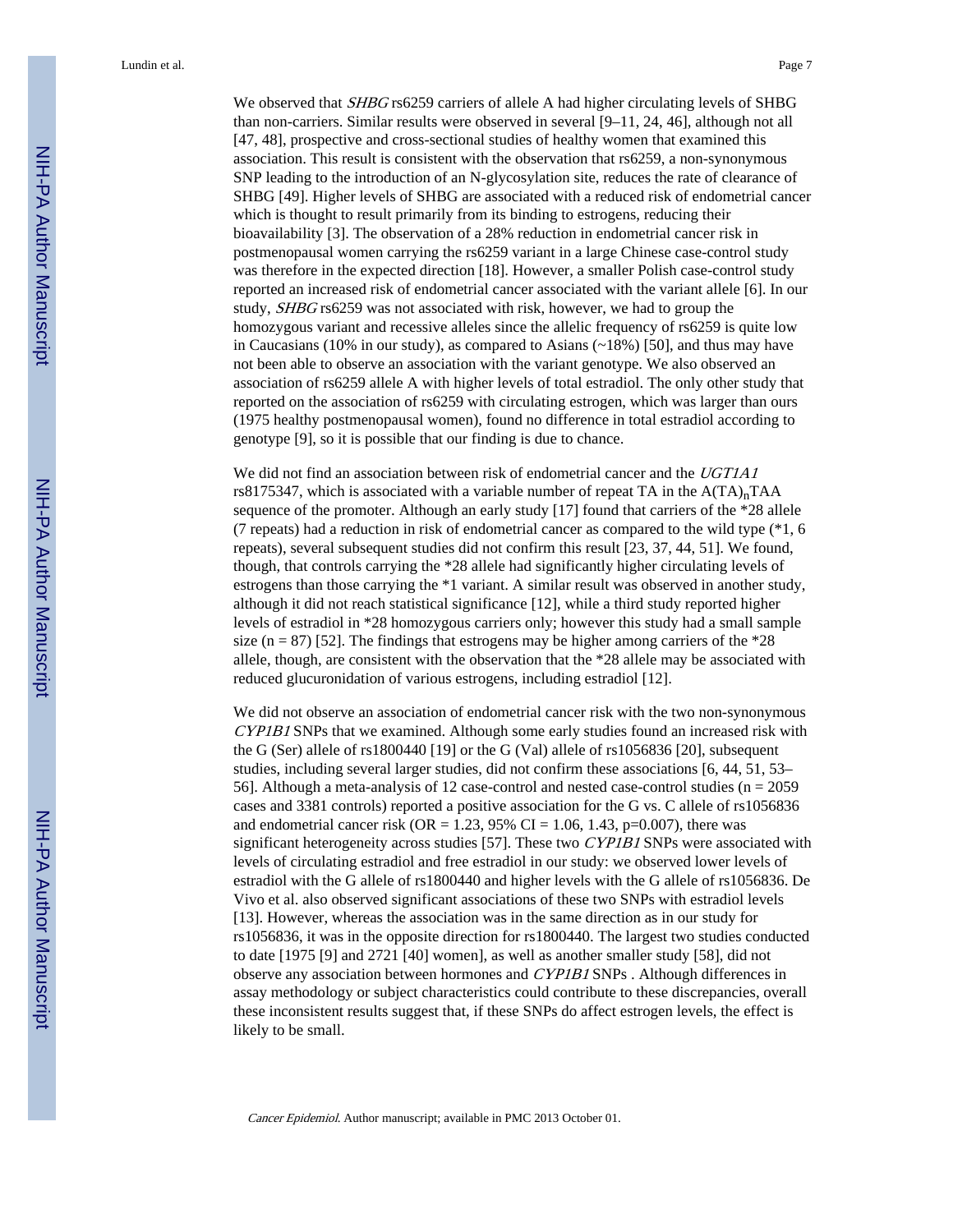We observed that *SHBG* rs6259 carriers of allele A had higher circulating levels of SHBG than non-carriers. Similar results were observed in several [9–11, 24, 46], although not all [47, 48], prospective and cross-sectional studies of healthy women that examined this association. This result is consistent with the observation that rs6259, a non-synonymous SNP leading to the introduction of an N-glycosylation site, reduces the rate of clearance of SHBG [49]. Higher levels of SHBG are associated with a reduced risk of endometrial cancer which is thought to result primarily from its binding to estrogens, reducing their bioavailability [3]. The observation of a 28% reduction in endometrial cancer risk in postmenopausal women carrying the rs6259 variant in a large Chinese case-control study was therefore in the expected direction [18]. However, a smaller Polish case-control study reported an increased risk of endometrial cancer associated with the variant allele [6]. In our study, *SHBG* rs6259 was not associated with risk, however, we had to group the homozygous variant and recessive alleles since the allelic frequency of rs6259 is quite low in Caucasians (10% in our study), as compared to Asians (~18%) [50], and thus may have not been able to observe an association with the variant genotype. We also observed an association of rs6259 allele A with higher levels of total estradiol. The only other study that reported on the association of rs6259 with circulating estrogen, which was larger than ours (1975 healthy postmenopausal women), found no difference in total estradiol according to genotype [9], so it is possible that our finding is due to chance.

We did not find an association between risk of endometrial cancer and the *UGT1A1* rs8175347, which is associated with a variable number of repeat TA in the $A(TA)_nTAA$ sequence of the promoter. Although an early study [17] found that carriers of the *28 allele (7 repeats) had a reduction in risk of endometrial cancer as compared to the wild type (*1, 6 repeats), several subsequent studies did not confirm this result [23, 37, 44, 51]. We found, though, that controls carrying the *28 allele had significantly higher circulating levels of estrogens than those carrying the *1 variant. A similar result was observed in another study, although it did not reach statistical significance [12], while a third study reported higher levels of estradiol in *28 homozygous carriers only; however this study had a small sample size (n = 87) [52]. The findings that estrogens may be higher among carriers of the *28 allele, though, are consistent with the observation that the *28 allele may be associated with reduced glucuronidation of various estrogens, including estradiol [12].

We did not observe an association of endometrial cancer risk with the two non-synonymous *CYP1B1* SNPs that we examined. Although some early studies found an increased risk with the G (Ser) allele of rs1800440 [19] or the G (Val) allele of rs1056836 [20], subsequent studies, including several larger studies, did not confirm these associations [6, 44, 51, 53–56]. Although a meta-analysis of 12 case-control and nested case-control studies (n = 2059 cases and 3381 controls) reported a positive association for the G vs. C allele of rs1056836 and endometrial cancer risk (OR = 1.23, 95% CI = 1.06, 1.43, p=0.007), there was significant heterogeneity across studies [57]. These two *CYP1B1* SNPs were associated with levels of circulating estradiol and free estradiol in our study: we observed lower levels of estradiol with the G allele of rs1800440 and higher levels with the G allele of rs1056836. De Vivo et al. also observed significant associations of these two SNPs with estradiol levels [13]. However, whereas the association was in the same direction as in our study for rs1056836, it was in the opposite direction for rs1800440. The largest two studies conducted to date [1975 [9] and 2721 [40] women], as well as another smaller study [58], did not observe any association between hormones and *CYP1B1* SNPs . Although differences in assay methodology or subject characteristics could contribute to these discrepancies, overall these inconsistent results suggest that, if these SNPs do affect estrogen levels, the effect is likely to be small.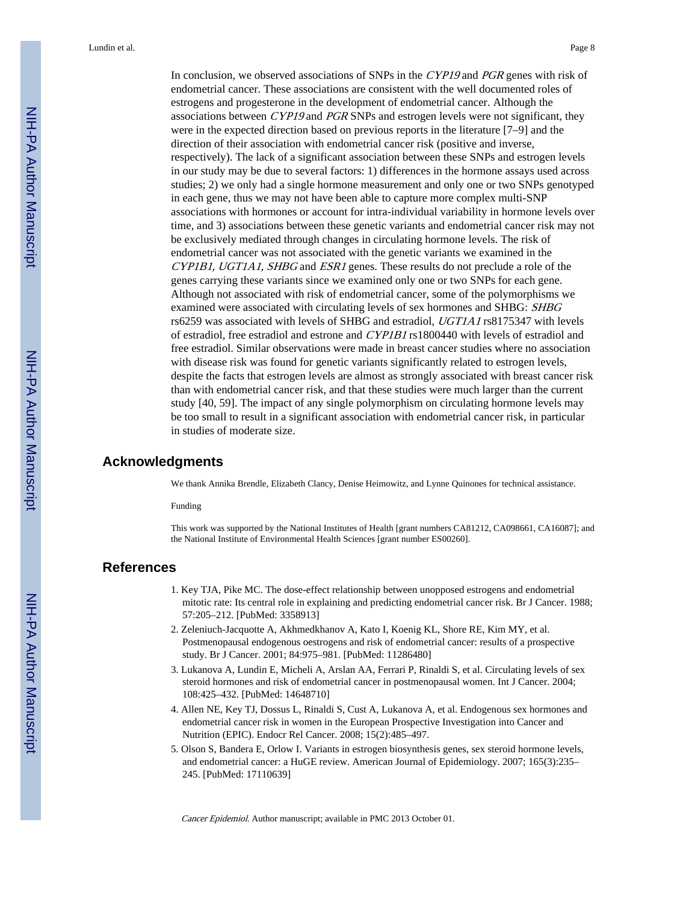In conclusion, we observed associations of SNPs in the *CYP19* and *PGR* genes with risk of endometrial cancer. These associations are consistent with the well documented roles of estrogens and progesterone in the development of endometrial cancer. Although the associations between *CYP19* and *PGR* SNPs and estrogen levels were not significant, they were in the expected direction based on previous reports in the literature [7–9] and the direction of their association with endometrial cancer risk (positive and inverse, respectively). The lack of a significant association between these SNPs and estrogen levels in our study may be due to several factors: 1) differences in the hormone assays used across studies; 2) we only had a single hormone measurement and only one or two SNPs genotyped in each gene, thus we may not have been able to capture more complex multi-SNP associations with hormones or account for intra-individual variability in hormone levels over time, and 3) associations between these genetic variants and endometrial cancer risk may not be exclusively mediated through changes in circulating hormone levels. The risk of endometrial cancer was not associated with the genetic variants we examined in the *CYP1B1, UGT1A1, SHBG* and *ESR1* genes. These results do not preclude a role of the genes carrying these variants since we examined only one or two SNPs for each gene. Although not associated with risk of endometrial cancer, some of the polymorphisms we examined were associated with circulating levels of sex hormones and SHBG: *SHBG* rs6259 was associated with levels of SHBG and estradiol, *UGT1A1* rs8175347 with levels of estradiol, free estradiol and estrone and *CYP1B1* rs1800440 with levels of estradiol and free estradiol. Similar observations were made in breast cancer studies where no association with disease risk was found for genetic variants significantly related to estrogen levels, despite the facts that estrogen levels are almost as strongly associated with breast cancer risk than with endometrial cancer risk, and that these studies were much larger than the current study [40, 59]. The impact of any single polymorphism on circulating hormone levels may be too small to result in a significant association with endometrial cancer risk, in particular in studies of moderate size.

## Acknowledgments

We thank Annika Brendle, Elizabeth Clancy, Denise Heimowitz, and Lynne Quinones for technical assistance.

Funding

This work was supported by the National Institutes of Health [grant numbers CA81212, CA098661, CA16087]; and the National Institute of Environmental Health Sciences [grant number ES00260].

## References

1. Key TJA, Pike MC. The dose-effect relationship between unopposed estrogens and endometrial mitotic rate: Its central role in explaining and predicting endometrial cancer risk. Br J Cancer. 1988; 57:205–212. [PubMed: 3358913]
2. Zeleniuch-Jacquotte A, Akhmedkhanov A, Kato I, Koenig KL, Shore RE, Kim MY, et al. Postmenopausal endogenous oestrogens and risk of endometrial cancer: results of a prospective study. Br J Cancer. 2001; 84:975–981. [PubMed: 11286480]
3. Lukanova A, Lundin E, Micheli A, Arslan AA, Ferrari P, Rinaldi S, et al. Circulating levels of sex steroid hormones and risk of endometrial cancer in postmenopausal women. Int J Cancer. 2004; 108:425–432. [PubMed: 14648710]
4. Allen NE, Key TJ, Dossus L, Rinaldi S, Cust A, Lukanova A, et al. Endogenous sex hormones and endometrial cancer risk in women in the European Prospective Investigation into Cancer and Nutrition (EPIC). Endocr Rel Cancer. 2008; 15(2):485–497.
5. Olson S, Bandera E, Orlow I. Variants in estrogen biosynthesis genes, sex steroid hormone levels, and endometrial cancer: a HuGE review. American Journal of Epidemiology. 2007; 165(3):235–245. [PubMed: 17110639]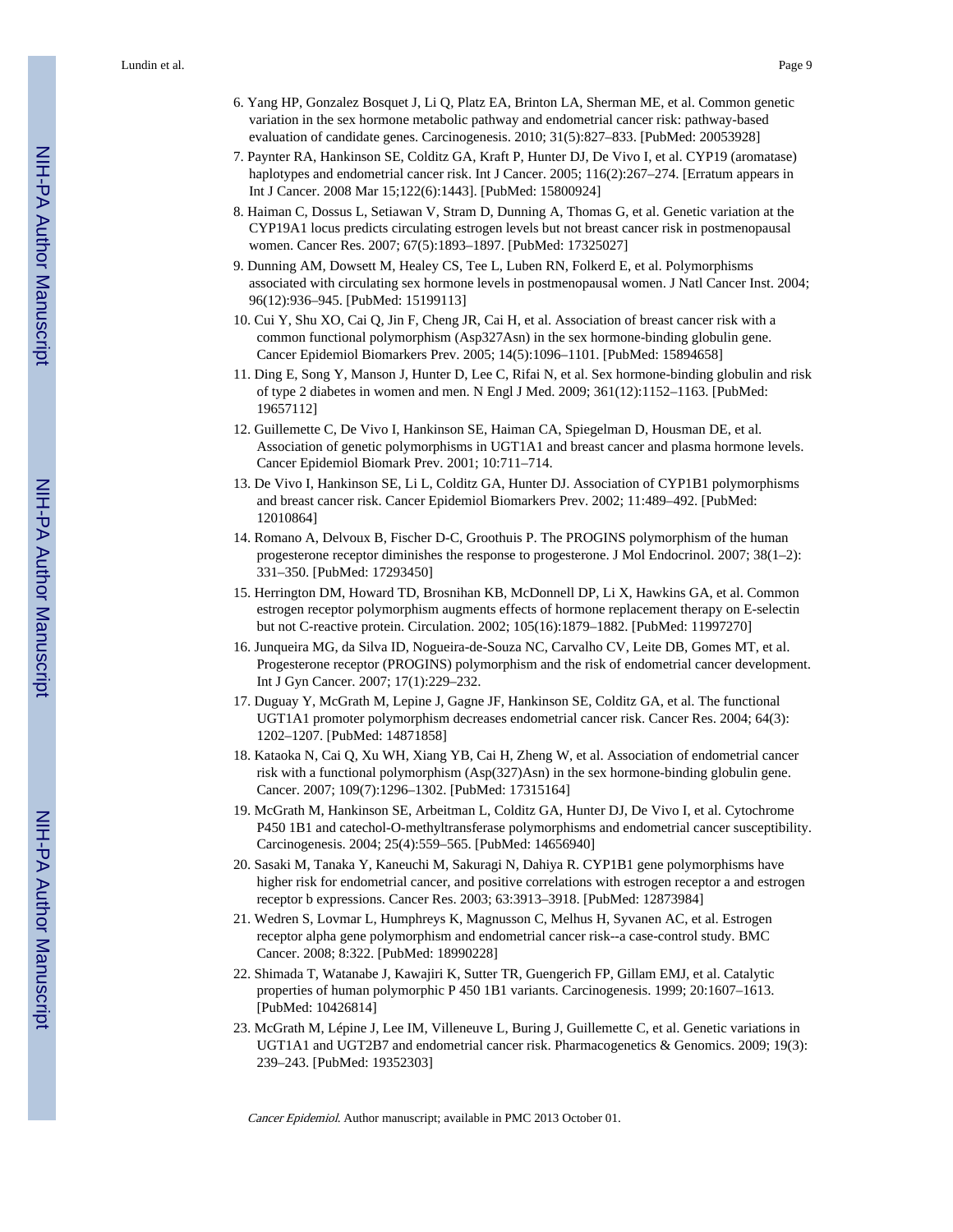6. Yang HP, Gonzalez Bosquet J, Li Q, Platz EA, Brinton LA, Sherman ME, et al. Common genetic variation in the sex hormone metabolic pathway and endometrial cancer risk: pathway-based evaluation of candidate genes. Carcinogenesis. 2010; 31(5):827–833. [PubMed: 20053928]
7. Paynter RA, Hankinson SE, Colditz GA, Kraft P, Hunter DJ, De Vivo I, et al. CYP19 (aromatase) haplotypes and endometrial cancer risk. Int J Cancer. 2005; 116(2):267–274. [Erratum appears in Int J Cancer. 2008 Mar 15;122(6):1443]. [PubMed: 15800924]
8. Haiman C, Dossus L, Setiawan V, Stram D, Dunning A, Thomas G, et al. Genetic variation at the CYP19A1 locus predicts circulating estrogen levels but not breast cancer risk in postmenopausal women. Cancer Res. 2007; 67(5):1893–1897. [PubMed: 17325027]
9. Dunning AM, Dowsett M, Healey CS, Tee L, Luben RN, Folkerd E, et al. Polymorphisms associated with circulating sex hormone levels in postmenopausal women. J Natl Cancer Inst. 2004; 96(12):936–945. [PubMed: 15199113]
10. Cui Y, Shu XO, Cai Q, Jin F, Cheng JR, Cai H, et al. Association of breast cancer risk with a common functional polymorphism (Asp327Asn) in the sex hormone-binding globulin gene. Cancer Epidemiol Biomarkers Prev. 2005; 14(5):1096–1101. [PubMed: 15894658]
11. Ding E, Song Y, Manson J, Hunter D, Lee C, Rifai N, et al. Sex hormone-binding globulin and risk of type 2 diabetes in women and men. N Engl J Med. 2009; 361(12):1152–1163. [PubMed: 19657112]
12. Guillemette C, De Vivo I, Hankinson SE, Haiman CA, Spiegelman D, Housman DE, et al. Association of genetic polymorphisms in UGT1A1 and breast cancer and plasma hormone levels. Cancer Epidemiol Biomark Prev. 2001; 10:711–714.
13. De Vivo I, Hankinson SE, Li L, Colditz GA, Hunter DJ. Association of CYP1B1 polymorphisms and breast cancer risk. Cancer Epidemiol Biomarkers Prev. 2002; 11:489–492. [PubMed: 12010864]
14. Romano A, Delvoux B, Fischer D-C, Groothuis P. The PROGINS polymorphism of the human progesterone receptor diminishes the response to progesterone. J Mol Endocrinol. 2007; 38(1–2): 331–350. [PubMed: 17293450]
15. Herrington DM, Howard TD, Brosnihan KB, McDonnell DP, Li X, Hawkins GA, et al. Common estrogen receptor polymorphism augments effects of hormone replacement therapy on E-selectin but not C-reactive protein. Circulation. 2002; 105(16):1879–1882. [PubMed: 11997270]
16. Junqueira MG, da Silva ID, Nogueira-de-Souza NC, Carvalho CV, Leite DB, Gomes MT, et al. Progesterone receptor (PROGINS) polymorphism and the risk of endometrial cancer development. Int J Gyn Cancer. 2007; 17(1):229–232.
17. Duguay Y, McGrath M, Lepine J, Gagne JF, Hankinson SE, Colditz GA, et al. The functional UGT1A1 promoter polymorphism decreases endometrial cancer risk. Cancer Res. 2004; 64(3): 1202–1207. [PubMed: 14871858]
18. Kataoka N, Cai Q, Xu WH, Xiang YB, Cai H, Zheng W, et al. Association of endometrial cancer risk with a functional polymorphism (Asp(327)Asn) in the sex hormone-binding globulin gene. Cancer. 2007; 109(7):1296–1302. [PubMed: 17315164]
19. McGrath M, Hankinson SE, Arbeitman L, Colditz GA, Hunter DJ, De Vivo I, et al. Cytochrome P450 1B1 and catechol-O-methyltransferase polymorphisms and endometrial cancer susceptibility. Carcinogenesis. 2004; 25(4):559–565. [PubMed: 14656940]
20. Sasaki M, Tanaka Y, Kaneuchi M, Sakuragi N, Dahiya R. CYP1B1 gene polymorphisms have higher risk for endometrial cancer, and positive correlations with estrogen receptor a and estrogen receptor b expressions. Cancer Res. 2003; 63:3913–3918. [PubMed: 12873984]
21. Wedren S, Lovmar L, Humphreys K, Magnusson C, Melhus H, Syvanen AC, et al. Estrogen receptor alpha gene polymorphism and endometrial cancer risk--a case-control study. BMC Cancer. 2008; 8:322. [PubMed: 18990228]
22. Shimada T, Watanabe J, Kawajiri K, Sutter TR, Guengerich FP, Gillam EMJ, et al. Catalytic properties of human polymorphic P 450 1B1 variants. Carcinogenesis. 1999; 20:1607–1613. [PubMed: 10426814]
23. McGrath M, Lépine J, Lee IM, Villeneuve L, Buring J, Guillemette C, et al. Genetic variations in UGT1A1 and UGT2B7 and endometrial cancer risk. Pharmacogenetics & Genomics. 2009; 19(3): 239–243. [PubMed: 19352303]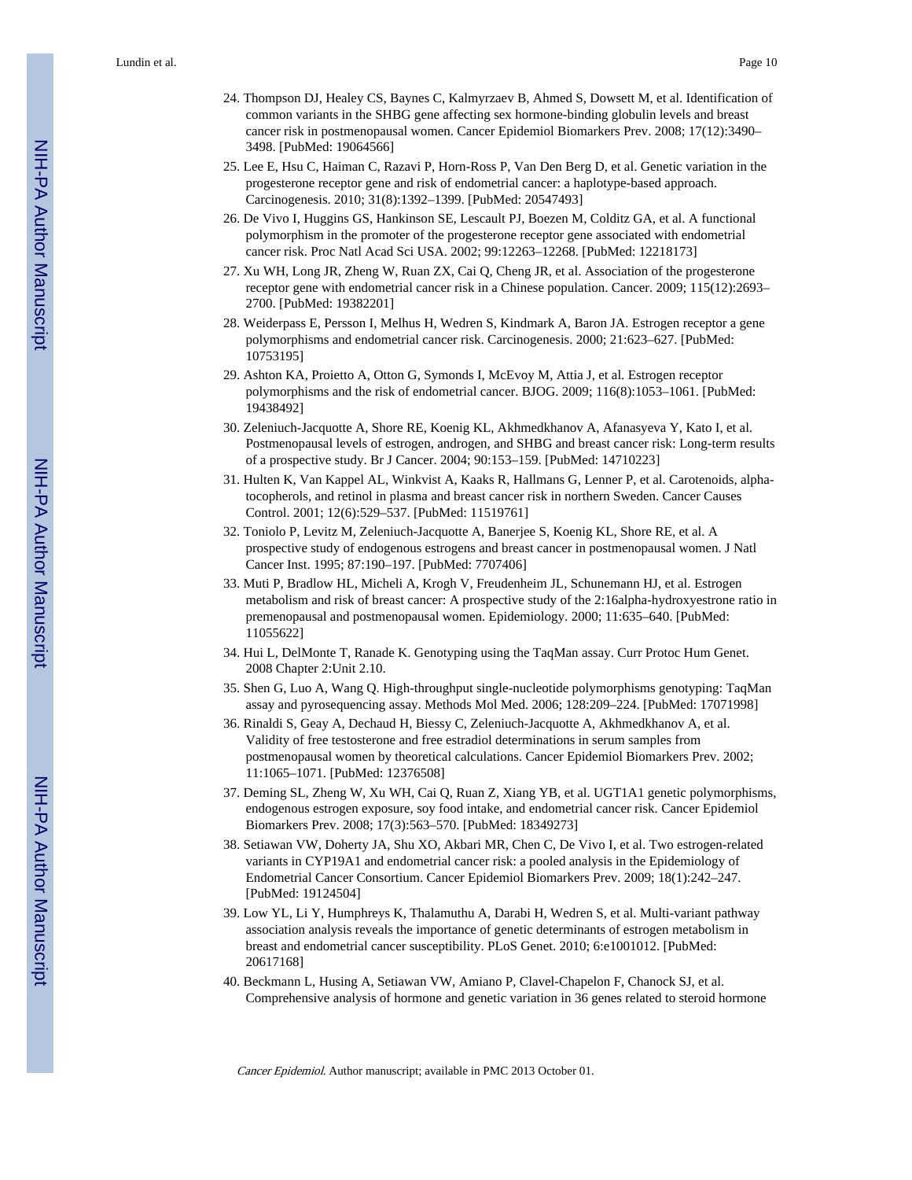24. Thompson DJ, Healey CS, Baynes C, Kalmyrzaev B, Ahmed S, Dowsett M, et al. Identification of common variants in the SHBG gene affecting sex hormone-binding globulin levels and breast cancer risk in postmenopausal women. Cancer Epidemiol Biomarkers Prev. 2008; 17(12):3490–3498. [PubMed: 19064566]
25. Lee E, Hsu C, Haiman C, Razavi P, Horn-Ross P, Van Den Berg D, et al. Genetic variation in the progesterone receptor gene and risk of endometrial cancer: a haplotype-based approach. Carcinogenesis. 2010; 31(8):1392–1399. [PubMed: 20547493]
26. De Vivo I, Huggins GS, Hankinson SE, Lescault PJ, Boezen M, Colditz GA, et al. A functional polymorphism in the promoter of the progesterone receptor gene associated with endometrial cancer risk. Proc Natl Acad Sci USA. 2002; 99:12263–12268. [PubMed: 12218173]
27. Xu WH, Long JR, Zheng W, Ruan ZX, Cai Q, Cheng JR, et al. Association of the progesterone receptor gene with endometrial cancer risk in a Chinese population. Cancer. 2009; 115(12):2693–2700. [PubMed: 19382201]
28. Weiderpass E, Persson I, Melhus H, Wedren S, Kindmark A, Baron JA. Estrogen receptor a gene polymorphisms and endometrial cancer risk. Carcinogenesis. 2000; 21:623–627. [PubMed: 10753195]
29. Ashton KA, Proietto A, Otton G, Symonds I, McEvoy M, Attia J, et al. Estrogen receptor polymorphisms and the risk of endometrial cancer. BJOG. 2009; 116(8):1053–1061. [PubMed: 19438492]
30. Zeleniuch-Jacquotte A, Shore RE, Koenig KL, Akhmedkhanov A, Afanasyeva Y, Kato I, et al. Postmenopausal levels of estrogen, androgen, and SHBG and breast cancer risk: Long-term results of a prospective study. Br J Cancer. 2004; 90:153–159. [PubMed: 14710223]
31. Hulten K, Van Kappel AL, Winkvist A, Kaaks R, Hallmans G, Lenner P, et al. Carotenoids, alpha-tocopherols, and retinol in plasma and breast cancer risk in northern Sweden. Cancer Causes Control. 2001; 12(6):529–537. [PubMed: 11519761]
32. Toniolo P, Levitz M, Zeleniuch-Jacquotte A, Banerjee S, Koenig KL, Shore RE, et al. A prospective study of endogenous estrogens and breast cancer in postmenopausal women. J Natl Cancer Inst. 1995; 87:190–197. [PubMed: 7707406]
33. Muti P, Bradlow HL, Micheli A, Krogh V, Freudenheim JL, Schunemann HJ, et al. Estrogen metabolism and risk of breast cancer: A prospective study of the 2:16alpha-hydroxyestrone ratio in premenopausal and postmenopausal women. Epidemiology. 2000; 11:635–640. [PubMed: 11055622]
34. Hui L, DelMonte T, Ranade K. Genotyping using the TaqMan assay. Curr Protoc Hum Genet. 2008 Chapter 2:Unit 2.10.
35. Shen G, Luo A, Wang Q. High-throughput single-nucleotide polymorphisms genotyping: TaqMan assay and pyrosequencing assay. Methods Mol Med. 2006; 128:209–224. [PubMed: 17071998]
36. Rinaldi S, Geay A, Dechaud H, Biessy C, Zeleniuch-Jacquotte A, Akhmedkhanov A, et al. Validity of free testosterone and free estradiol determinations in serum samples from postmenopausal women by theoretical calculations. Cancer Epidemiol Biomarkers Prev. 2002; 11:1065–1071. [PubMed: 12376508]
37. Deming SL, Zheng W, Xu WH, Cai Q, Ruan Z, Xiang YB, et al. UGT1A1 genetic polymorphisms, endogenous estrogen exposure, soy food intake, and endometrial cancer risk. Cancer Epidemiol Biomarkers Prev. 2008; 17(3):563–570. [PubMed: 18349273]
38. Setiawan VW, Doherty JA, Shu XO, Akbari MR, Chen C, De Vivo I, et al. Two estrogen-related variants in CYP19A1 and endometrial cancer risk: a pooled analysis in the Epidemiology of Endometrial Cancer Consortium. Cancer Epidemiol Biomarkers Prev. 2009; 18(1):242–247. [PubMed: 19124504]
39. Low YL, Li Y, Humphreys K, Thalamuthu A, Darabi H, Wedren S, et al. Multi-variant pathway association analysis reveals the importance of genetic determinants of estrogen metabolism in breast and endometrial cancer susceptibility. PLoS Genet. 2010; 6:e1001012. [PubMed: 20617168]
40. Beckmann L, Husing A, Setiawan VW, Amiano P, Clavel-Chapelon F, Chanock SJ, et al. Comprehensive analysis of hormone and genetic variation in 36 genes related to steroid hormone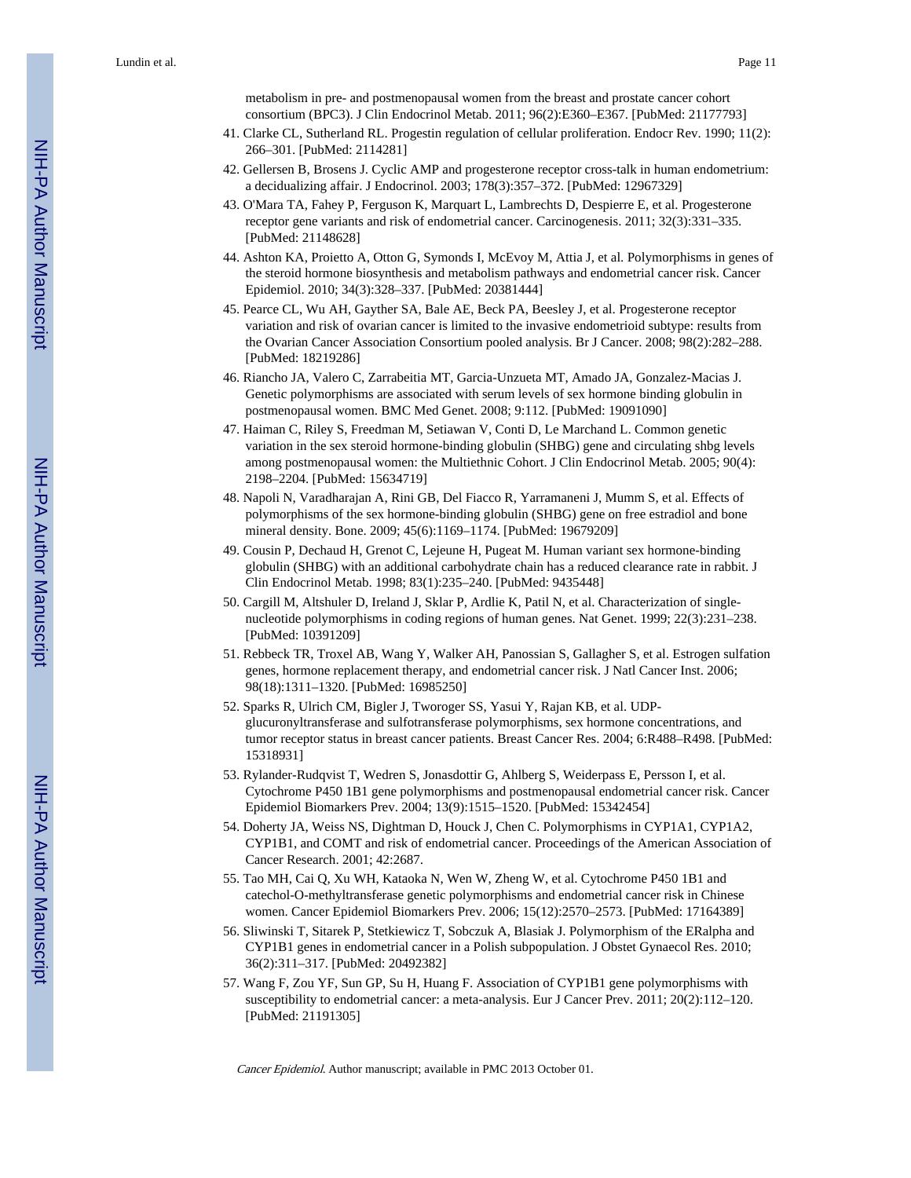metabolism in pre- and postmenopausal women from the breast and prostate cancer cohort consortium (BPC3). J Clin Endocrinol Metab. 2011; 96(2):E360–E367. [PubMed: 21177793]

41. Clarke CL, Sutherland RL. Progestin regulation of cellular proliferation. Endocr Rev. 1990; 11(2): 266–301. [PubMed: 2114281]
42. Gellersen B, Brosens J. Cyclic AMP and progesterone receptor cross-talk in human endometrium: a decidualizing affair. J Endocrinol. 2003; 178(3):357–372. [PubMed: 12967329]
43. O'Mara TA, Fahey P, Ferguson K, Marquart L, Lambrechts D, Despierre E, et al. Progesterone receptor gene variants and risk of endometrial cancer. Carcinogenesis. 2011; 32(3):331–335. [PubMed: 21148628]
44. Ashton KA, Proietto A, Otton G, Symonds I, McEvoy M, Attia J, et al. Polymorphisms in genes of the steroid hormone biosynthesis and metabolism pathways and endometrial cancer risk. Cancer Epidemiol. 2010; 34(3):328–337. [PubMed: 20381444]
45. Pearce CL, Wu AH, Gayther SA, Bale AE, Beck PA, Beesley J, et al. Progesterone receptor variation and risk of ovarian cancer is limited to the invasive endometrioid subtype: results from the Ovarian Cancer Association Consortium pooled analysis. Br J Cancer. 2008; 98(2):282–288. [PubMed: 18219286]
46. Riancho JA, Valero C, Zarrabeitia MT, Garcia-Unzueta MT, Amado JA, Gonzalez-Macias J. Genetic polymorphisms are associated with serum levels of sex hormone binding globulin in postmenopausal women. BMC Med Genet. 2008; 9:112. [PubMed: 19091090]
47. Haiman C, Riley S, Freedman M, Setiawan V, Conti D, Le Marchand L. Common genetic variation in the sex steroid hormone-binding globulin (SHBG) gene and circulating shbg levels among postmenopausal women: the Multiethnic Cohort. J Clin Endocrinol Metab. 2005; 90(4): 2198–2204. [PubMed: 15634719]
48. Napoli N, Varadharajan A, Rini GB, Del Fiacco R, Yarramaneni J, Mumm S, et al. Effects of polymorphisms of the sex hormone-binding globulin (SHBG) gene on free estradiol and bone mineral density. Bone. 2009; 45(6):1169–1174. [PubMed: 19679209]
49. Cousin P, Dechaud H, Grenot C, Lejeune H, Pugeat M. Human variant sex hormone-binding globulin (SHBG) with an additional carbohydrate chain has a reduced clearance rate in rabbit. J Clin Endocrinol Metab. 1998; 83(1):235–240. [PubMed: 9435448]
50. Cargill M, Altshuler D, Ireland J, Sklar P, Ardlie K, Patil N, et al. Characterization of single-nucleotide polymorphisms in coding regions of human genes. Nat Genet. 1999; 22(3):231–238. [PubMed: 10391209]
51. Rebbeck TR, Troxel AB, Wang Y, Walker AH, Panossian S, Gallagher S, et al. Estrogen sulfation genes, hormone replacement therapy, and endometrial cancer risk. J Natl Cancer Inst. 2006; 98(18):1311–1320. [PubMed: 16985250]
52. Sparks R, Ulrich CM, Bigler J, Tworoger SS, Yasui Y, Rajan KB, et al. UDP-glucuronyltransferase and sulfotransferase polymorphisms, sex hormone concentrations, and tumor receptor status in breast cancer patients. Breast Cancer Res. 2004; 6:R488–R498. [PubMed: 15318931]
53. Rylander-Rudqvist T, Wedren S, Jonasdottir G, Ahlberg S, Weiderpass E, Persson I, et al. Cytochrome P450 1B1 gene polymorphisms and postmenopausal endometrial cancer risk. Cancer Epidemiol Biomarkers Prev. 2004; 13(9):1515–1520. [PubMed: 15342454]
54. Doherty JA, Weiss NS, Dightman D, Houck J, Chen C. Polymorphisms in CYP1A1, CYP1A2, CYP1B1, and COMT and risk of endometrial cancer. Proceedings of the American Association of Cancer Research. 2001; 42:2687.
55. Tao MH, Cai Q, Xu WH, Kataoka N, Wen W, Zheng W, et al. Cytochrome P450 1B1 and catechol-O-methyltransferase genetic polymorphisms and endometrial cancer risk in Chinese women. Cancer Epidemiol Biomarkers Prev. 2006; 15(12):2570–2573. [PubMed: 17164389]
56. Sliwinski T, Sitarek P, Stetkiewicz T, Sobczuk A, Blasiak J. Polymorphism of the ERalpha and CYP1B1 genes in endometrial cancer in a Polish subpopulation. J Obstet Gynaecol Res. 2010; 36(2):311–317. [PubMed: 20492382]
57. Wang F, Zou YF, Sun GP, Su H, Huang F. Association of CYP1B1 gene polymorphisms with susceptibility to endometrial cancer: a meta-analysis. Eur J Cancer Prev. 2011; 20(2):112–120. [PubMed: 21191305]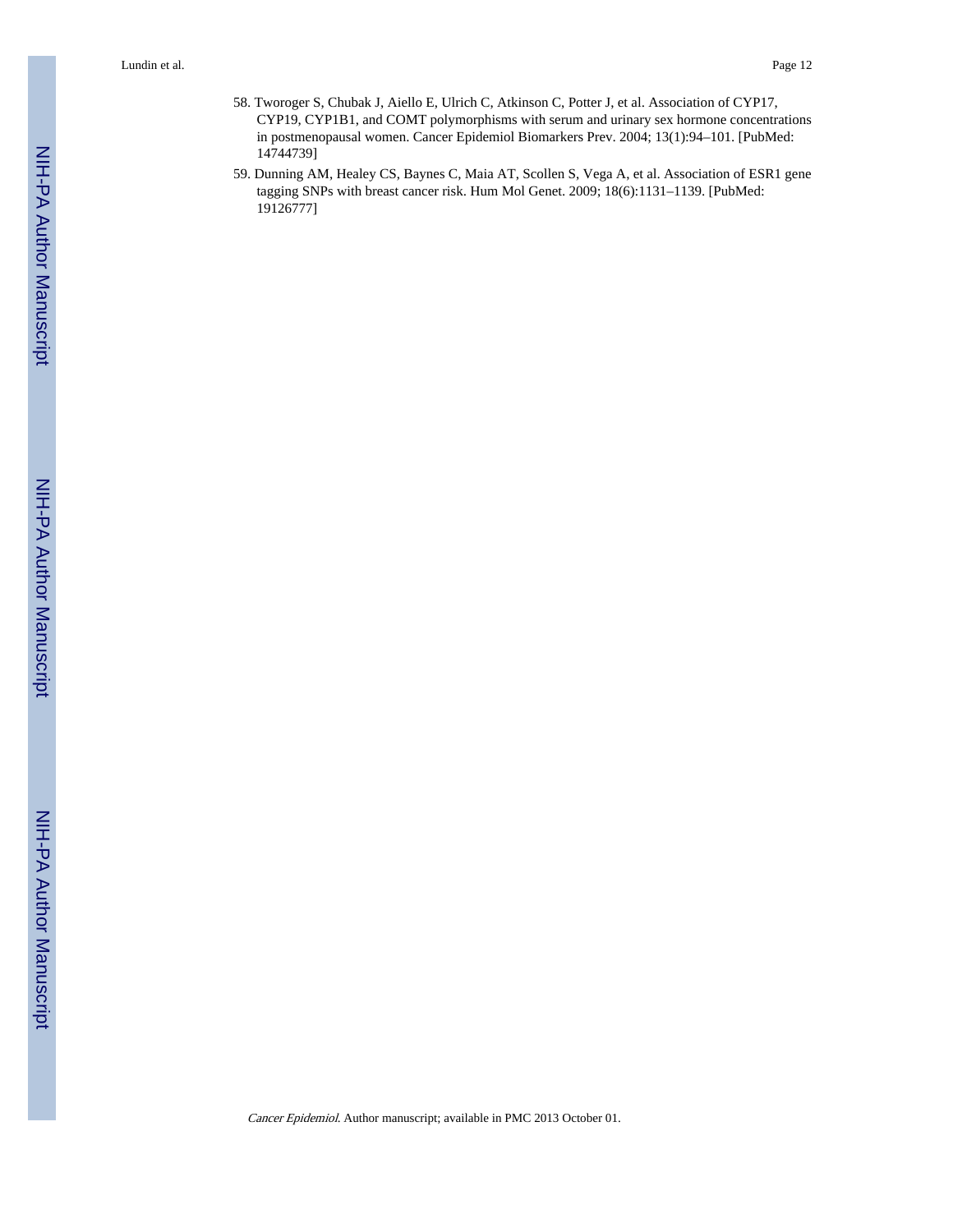58. Tworoger S, Chubak J, Aiello E, Ulrich C, Atkinson C, Potter J, et al. Association of CYP17, CYP19, CYP1B1, and COMT polymorphisms with serum and urinary sex hormone concentrations in postmenopausal women. Cancer Epidemiol Biomarkers Prev. 2004; 13(1):94–101. [PubMed: 14744739]
59. Dunning AM, Healey CS, Baynes C, Maia AT, Scollen S, Vega A, et al. Association of ESR1 gene tagging SNPs with breast cancer risk. Hum Mol Genet. 2009; 18(6):1131–1139. [PubMed: 19126777]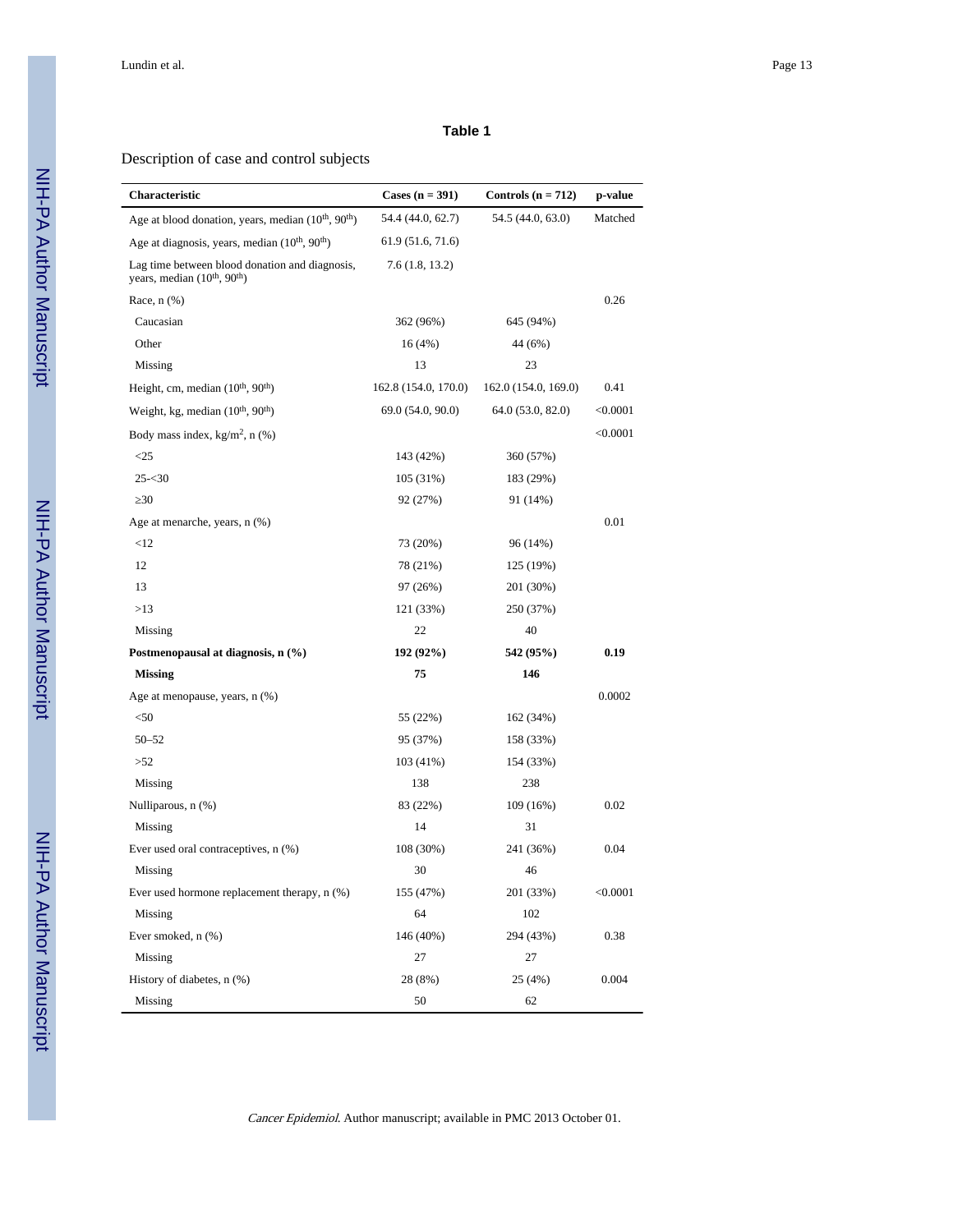## Table 1

Description of case and control subjects

| Characteristic | Cases (n = 391) | Controls (n = 712) | p-value |
|---|---|---|---|
| Age at blood donation, years, median (10[th], 90[th]) | 54.4 (44.0, 62.7) | 54.5 (44.0, 63.0) | Matched |
| Age at diagnosis, years, median (10[th], 90[th]) | 61.9 (51.6, 71.6) | | |
| Lag time between blood donation and diagnosis, years, median (10[th], 90[th]) | 7.6 (1.8, 13.2) | | |
| Race, n (%) | | | 0.26 |
| Caucasian | 362 (96%) | 645 (94%) | |
| Other | 16 (4%) | 44 (6%) | |
| Missing | 13 | 23 | |
| Height, cm, median (10[th], 90[th]) | 162.8 (154.0, 170.0) | 162.0 (154.0, 169.0) | 0.41 |
| Weight, kg, median (10[th], 90[th]) | 69.0 (54.0, 90.0) | 64.0 (53.0, 82.0) | <0.0001 |
| Body mass index, kg/m$^2$, n (%) | | | <0.0001 |
| <25 | 143 (42%) | 360 (57%) | |
| 25-<30 | 105 (31%) | 183 (29%) | |
| ≥30 | 92 (27%) | 91 (14%) | |
| Age at menarche, years, n (%) | | | 0.01 |
| <12 | 73 (20%) | 96 (14%) | |
| 12 | 78 (21%) | 125 (19%) | |
| 13 | 97 (26%) | 201 (30%) | |
| >13 | 121 (33%) | 250 (37%) | |
| Missing | 22 | 40 | |
| **Postmenopausal at diagnosis, n (%)** | **192 (92%)** | **542 (95%)** | **0.19** |
| **Missing** | **75** | **146** | |
| Age at menopause, years, n (%) | | | 0.0002 |
| <50 | 55 (22%) | 162 (34%) | |
| 50–52 | 95 (37%) | 158 (33%) | |
| >52 | 103 (41%) | 154 (33%) | |
| Missing | 138 | 238 | |
| Nulliparous, n (%) | 83 (22%) | 109 (16%) | 0.02 |
| Missing | 14 | 31 | |
| Ever used oral contraceptives, n (%) | 108 (30%) | 241 (36%) | 0.04 |
| Missing | 30 | 46 | |
| Ever used hormone replacement therapy, n (%) | 155 (47%) | 201 (33%) | <0.0001 |
| Missing | 64 | 102 | |
| Ever smoked, n (%) | 146 (40%) | 294 (43%) | 0.38 |
| Missing | 27 | 27 | |
| History of diabetes, n (%) | 28 (8%) | 25 (4%) | 0.004 |
| Missing | 50 | 62 | |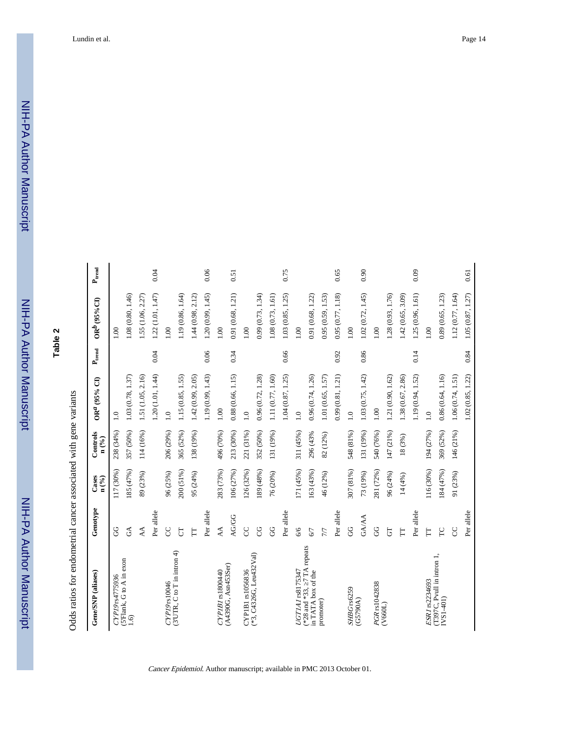## Table 2

Odds ratios for endometrial cancer associated with gene variants

| Gene/SNP (aliases) | Genotype | Cases n (%) | Controls n (%) | OR[a] (95% CI) | $P_{trend}$ | OR[b] (95% CI) | $P_{trend}$ |
|---|---|---|---|---|---|---|---|
| *CYP19* rs4775936 (5'Flank, G to A in exon 1.6) | GG | 117 (30%) | 238 (34%) | 1.0 | | 1.00 | |
| | GA | 185 (47%) | 357 (50%) | 1.03 (0.78, 1.37) | | 1.08 (0.80, 1.46) | |
| | AA | 89 (23%) | 114 (16%) | 1.51 (1.05, 2.16) | | 1.55 (1.06, 2.27) | |
| | Per allele | | | 1.20 (1.01, 1.44) | 0.04 | 1.22 (1.01, 1.47) | 0.04 |
| *CYP19* rs10046 (3'UTR, C to T in intron 4) | CC | 96 (25%) | 206 (29%) | 1.0 | | 1.00 | |
| | CT | 200 (51%) | 365 (52%) | 1.15 (0.85, 1.55) | | 1.19 (0.86, 1.64) | |
| | TT | 95 (24%) | 138 (19%) | 1.42 (0.99, 2.05) | | 1.44 (0.98, 2.12) | |
| | Per allele | | | 1.19 (0.99, 1.43) | 0.06 | 1.20 (0.99, 1.45) | 0.06 |
| *CYP1B1* rs1800440 (A4390G, Asn453Ser) | AA | 283 (73%) | 496 (70%) | 1.00 | | 1.00 | |
| | AG/GG | 106 (27%) | 213 (30%) | 0.88 (0.66, 1.15) | 0.34 | 0.91 (0.68, 1.21) | 0.51 |
| CYP1B1 rs1056836 (*3, C4326G, Leu432Val) | CC | 126 (32%) | 221 (31%) | 1.0 | | 1.00 | |
| | CG | 189 (48%) | 352 (50%) | 0.96 (0.72, 1.28) | | 0.99 (0.73, 1.34) | |
| | GG | 76 (20%) | 131 (19%) | 1.11 (0.77, 1.60) | | 1.08 (0.73, 1.61) | |
| | Per allele | | | 1.04 (0.87, 1.25) | 0.66 | 1.03 (0.85, 1.25) | 0.75 |
| *UGT1A1* rs8175347 (*28 and *33, ≥7 TA repeats in TATA box of the promoter) | 6/6 | 171 (45%) | 311 (45%) | 1.0 | | 1.00 | |
| | 6/7 | 163 (43%) | 296 (43% | 0.96 (0.74, 1.26) | | 0.91 (0.68, 1.22) | |
| | 7/7 | 46 (12%) | 82 (12%) | 1.01 (0.65, 1.57) | | 0.95 (0.59, 1.53) | |
| | Per allele | | | 0.99 (0.81, 1.21) | 0.92 | 0.95 (0.77, 1.18) | 0.65 |
| *SHBG* rs6259 (G5790A) | GG | 307 (81%) | 548 (81%) | 1.0 | | 1.00 | |
| | GA/AA | 73 (19%) | 131 (19%) | 1.03 (0.75, 1.42) | 0.86 | 1.02 (0.72, 1.45) | 0.90 |
| *PGR* rs1042838 (V660L) | GG | 281 (72%) | 540 (76%) | 1.00 | | 1.00 | |
| | GT | 96 (24%) | 147 (21%) | 1.21 (0.90, 1.62) | | 1.28 (0.93, 1.76) | |
| | TT | 14 (4%) | 18 (3%) | 1.38 (0.67, 2.86) | | 1.42 (0.65, 3.09) | |
| | Per allele | | | 1.19 (0.94, 1.52) | 0.14 | 1.25 (0.96, 1.61) | 0.09 |
| *ESR1* rs2234693 (T397C, PvuII in intron 1, IVS1-401) | TT | 116 (30%) | 194 (27%) | 1.0 | | 1.00 | |
| | TC | 184 (47%) | 369 (52%) | 0.86 (0.64, 1.16) | | 0.89 (0.65, 1.23) | |
| | CC | 91 (23%) | 146 (21%) | 1.06 (0.74, 1.51) | | 1.12 (0.77, 1.64) | |
| | Per allele | | | 1.02 (0.85, 1.22) | 0.84 | 1.05 (0.87, 1.27) | 0.61 |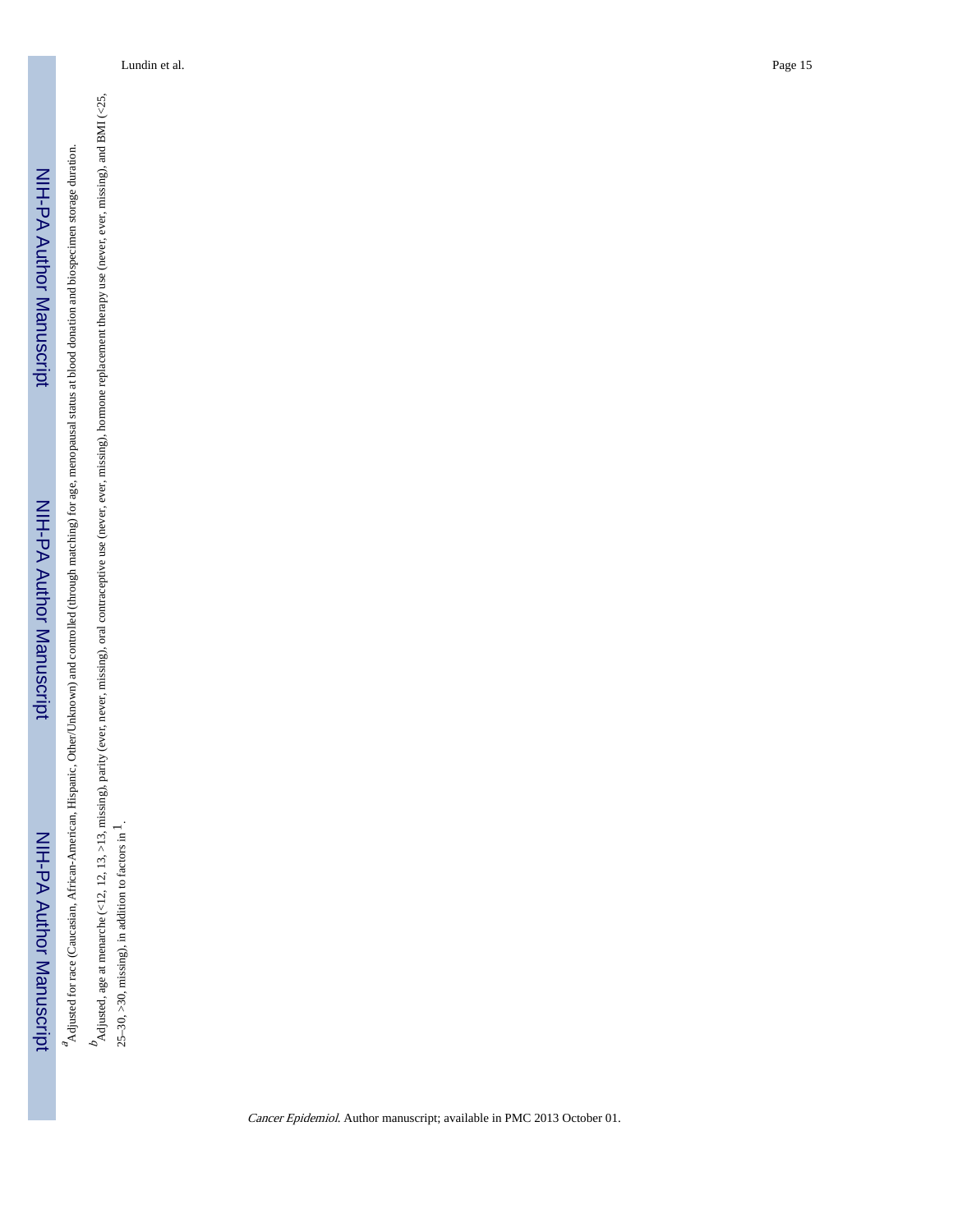[a]Adjusted for race (Caucasian, African-American, Hispanic, Other/Unknown) and controlled (through matching) for age, menopausal status at blood donation and biospecimen storage duration.

[b]Adjusted, age at menarche (<12, 12, 13, >13, missing), parity (ever, never, missing), oral contraceptive use (never, ever, missing), hormone replacement therapy use (never, ever, missing), and BMI (<25, 25–30, >30, missing), in addition to factors in 1.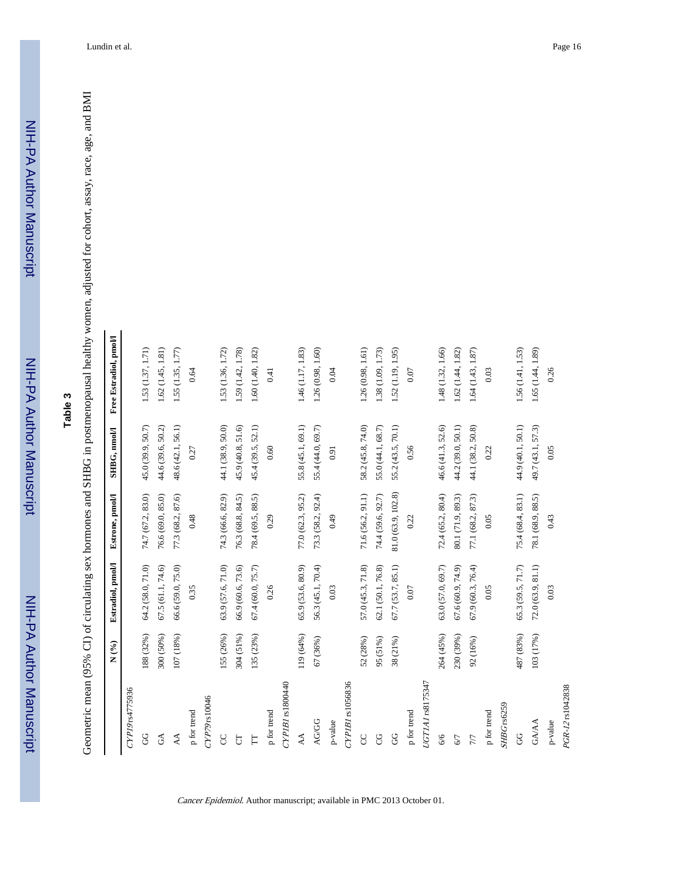## Table 3

Geometric mean (95% CI) of circulating sex hormones and SHBG in postmenopausal healthy women, adjusted for cohort, assay, race, age, and BMI

| | N (%) | Estradiol, pmol/l | Estrone, pmol/l | SHBG, nmol/l | Free Estradiol, pmol/l |
|---|---|---|---|---|---|
| *CYP19* rs4775936 | | | | | |
| GG | 188 (32%) | 64.2 (58.0, 71.0) | 74.7 (67.2, 83.0) | 45.0 (39.9, 50.7) | 1.53 (1.37, 1.71) |
| GA | 300 (50%) | 67.5 (61.1, 74.6) | 76.6 (69.0, 85.0) | 44.6 (39.6, 50.2) | 1.62 (1.45, 1.81) |
| AA | 107 (18%) | 66.6 (59.0, 75.0) | 77.3 (68.2, 87.6) | 48.6 (42.1, 56.1) | 1.55 (1.35, 1.77) |
| p for trend | | 0.35 | 0.48 | 0.27 | 0.64 |
| *CYP19* rs10046 | | | | | |
| CC | 155 (26%) | 63.9 (57.6, 71.0) | 74.3 (66.6, 82.9) | 44.1 (38.9, 50.0) | 1.53 (1.36, 1.72) |
| CT | 304 (51%) | 66.9 (60.6, 73.6) | 76.3 (68.8, 84.5) | 45.9 (40.8, 51.6) | 1.59 (1.42, 1.78) |
| TT | 135 (23%) | 67.4 (60.0, 75.7) | 78.4 (69.5, 88.5) | 45.4 (39.5, 52.1) | 1.60 (1.40, 1.82) |
| p for trend | | 0.26 | 0.29 | 0.60 | 0.41 |
| *CYP1B1* rs1800440 | | | | | |
| AA | 119 (64%) | 65.9 (53.6, 80.9) | 77.0 (62.3, 95.2) | 55.8 (45.1, 69.1) | 1.46 (1.17, 1.83) |
| AG/GG | 67 (36%) | 56.3 (45.1, 70.4) | 73.3 (58.2, 92.4) | 55.4 (44.0, 69.7) | 1.26 (0.98, 1.60) |
| p-value | | 0.03 | 0.49 | 0.91 | 0.04 |
| *CYP1B1* rs1056836 | | | | | |
| CC | 52 (28%) | 57.0 (45.3, 71.8) | 71.6 (56.2, 91.1) | 58.2 (45.8, 74.0) | 1.26 (0.98, 1.61) |
| CG | 95 (51%) | 62.1 (50.1, 76.8) | 74.4 (59.6, 92.7) | 55.0 (44.1, 68.7) | 1.38 (1.09, 1.73) |
| GG | 38 (21%) | 67.7 (53.7, 85.1) | 81.0 (63.9, 102.8) | 55.2 (43.5, 70.1) | 1.52 (1.19, 1.95) |
| p for trend | | 0.07 | 0.22 | 0.56 | 0.07 |
| *UGT1A1* rs8175347 | | | | | |
| 6/6 | 264 (45%) | 63.0 (57.0, 69.7) | 72.4 (65.2, 80.4) | 46.6 (41.3, 52.6) | 1.48 (1.32, 1.66) |
| 6/7 | 230 (39%) | 67.6 (60.9, 74.9) | 80.1 (71.9, 89.3) | 44.2 (39.0, 50.1) | 1.62 (1.44, 1.82) |
| 7/7 | 92 (16%) | 67.9 (60.3, 76.4) | 77.1 (68.2, 87.3) | 44.1 (38.2, 50.8) | 1.64 (1.43, 1.87) |
| p for trend | | 0.05 | 0.05 | 0.22 | 0.03 |
| *SHBG* rs6259 | | | | | |
| GG | 487 (83%) | 65.3 (59.5, 71.7) | 75.4 (68.4, 83.1) | 44.9 (40.1, 50.1) | 1.56 (1.41, 1.53) |
| GA/AA | 103 (17%) | 72.0 (63.9, 81.1) | 78.1 (68.9, 88.5) | 49.7 (43.1, 57.3) | 1.65 (1.44, 1.89) |
| p-value | | 0.03 | 0.43 | 0.05 | 0.26 |
| *PGR-12* rs1042838 | | | | | |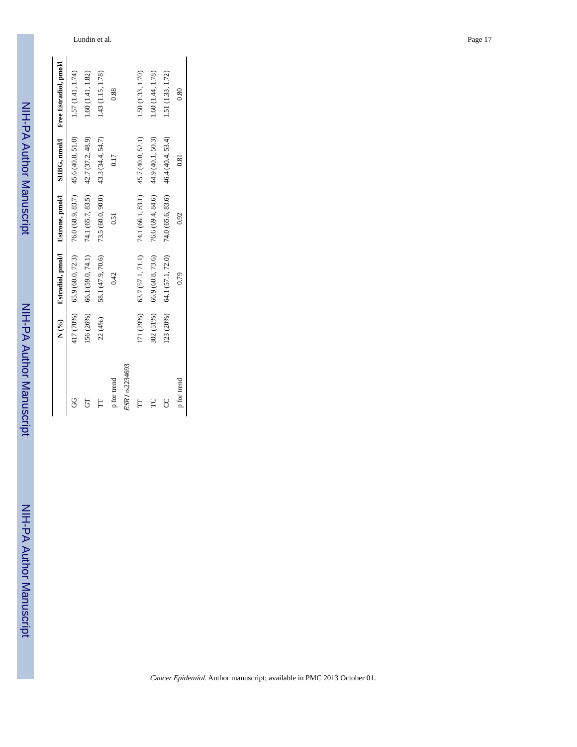| | N (%) | Estradiol, pmol/l | Estrone, pmol/l | SHBG, nmol/l | Free Estradiol, pmol/l |
|---|---|---|---|---|---|
| GG | 417 (70%) | 65.9 (60.0, 72.3) | 76.0 (68.9, 83.7) | 45.6 (40.8, 51.0) | 1.57 (1.41, 1.74) |
| GT | 156 (26%) | 66.1 (59.0, 74.1) | 74.1 (65.7, 83.5) | 42.7 (37.2, 48.9) | 1.60 (1.41, 1.82) |
| TT | 22 (4%) | 58.1 (47.9, 70.6) | 73.5 (60.0, 90.0) | 43.3 (34.4, 54.7) | 1.43 (1.15, 1.78) |
| p for trend | | 0.42 | 0.51 | 0.17 | 0.88 |
| *ESR1* rs2234693 | | | | | |
| TT | 171 (29%) | 63.7 (57.1, 71.1) | 74.1 (66.1, 83.1) | 45.7 (40.0, 52.1) | 1.50 (1.33, 1.70) |
| TC | 302 (51%) | 66.9 (60.8, 73.6) | 76.6 (69.4, 84.6) | 44.9 (40.1, 50.3) | 1.60 (1.44, 1.78) |
| CC | 123 (20%) | 64.1 (57.1, 72.0) | 74.0 (65.6, 83.6) | 46.4 (40.4, 53.4) | 1.51 (1.33, 1.72) |
| p for trend | | 0.79 | 0.92 | 0.81 | 0.80 |